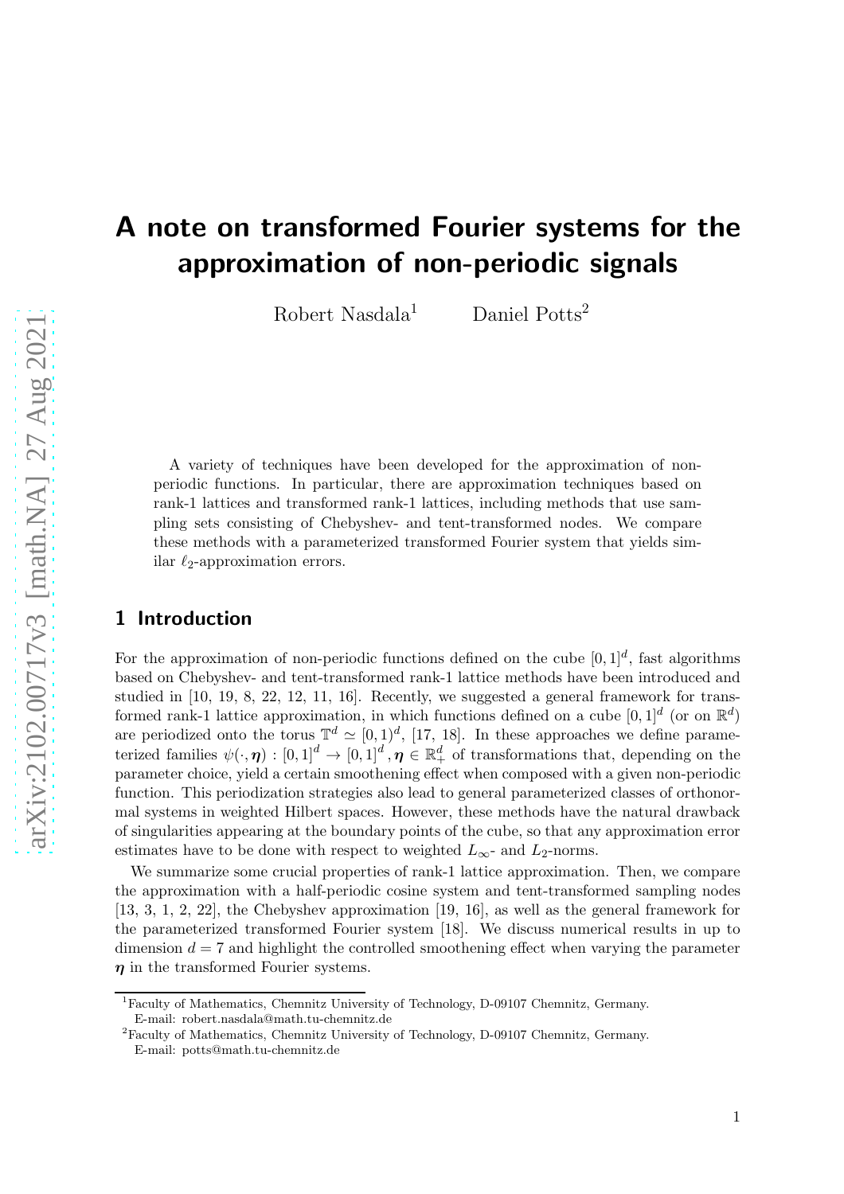# A note on transformed Fourier systems for the approximation of non-periodic signals

Robert Nasdala[1] Daniel Potts[2]

A variety of techniques have been developed for the approximation of non-periodic functions. In particular, there are approximation techniques based on rank-1 lattices and transformed rank-1 lattices, including methods that use sampling sets consisting of Chebyshev- and tent-transformed nodes. We compare these methods with a parameterized transformed Fourier system that yields similar $\ell_2$-approximation errors.

## 1 Introduction

For the approximation of non-periodic functions defined on the cube $[0,1]^d$, fast algorithms based on Chebyshev- and tent-transformed rank-1 lattice methods have been introduced and studied in [10, 19, 8, 22, 12, 11, 16]. Recently, we suggested a general framework for transformed rank-1 lattice approximation, in which functions defined on a cube $[0,1]^d$ (or on $\mathbb{R}^d$) are periodized onto the torus $\mathbb{T}^d \simeq [0,1)^d$, [17, 18]. In these approaches we define parameterized families $\psi(\cdot, \boldsymbol{\eta}) : [0,1]^d \to [0,1]^d, \boldsymbol{\eta} \in \mathbb{R}_+^d$ of transformations that, depending on the parameter choice, yield a certain smoothening effect when composed with a given non-periodic function. This periodization strategies also lead to general parameterized classes of orthonormal systems in weighted Hilbert spaces. However, these methods have the natural drawback of singularities appearing at the boundary points of the cube, so that any approximation error estimates have to be done with respect to weighted $L_\infty$- and $L_2$-norms.

We summarize some crucial properties of rank-1 lattice approximation. Then, we compare the approximation with a half-periodic cosine system and tent-transformed sampling nodes [13, 3, 1, 2, 22], the Chebyshev approximation [19, 16], as well as the general framework for the parameterized transformed Fourier system [18]. We discuss numerical results in up to dimension $d = 7$ and highlight the controlled smoothening effect when varying the parameter $\boldsymbol{\eta}$ in the transformed Fourier systems.

[1] Faculty of Mathematics, Chemnitz University of Technology, D-09107 Chemnitz, Germany. E-mail: robert.nasdala@math.tu-chemnitz.de

[2] Faculty of Mathematics, Chemnitz University of Technology, D-09107 Chemnitz, Germany. E-mail: potts@math.tu-chemnitz.de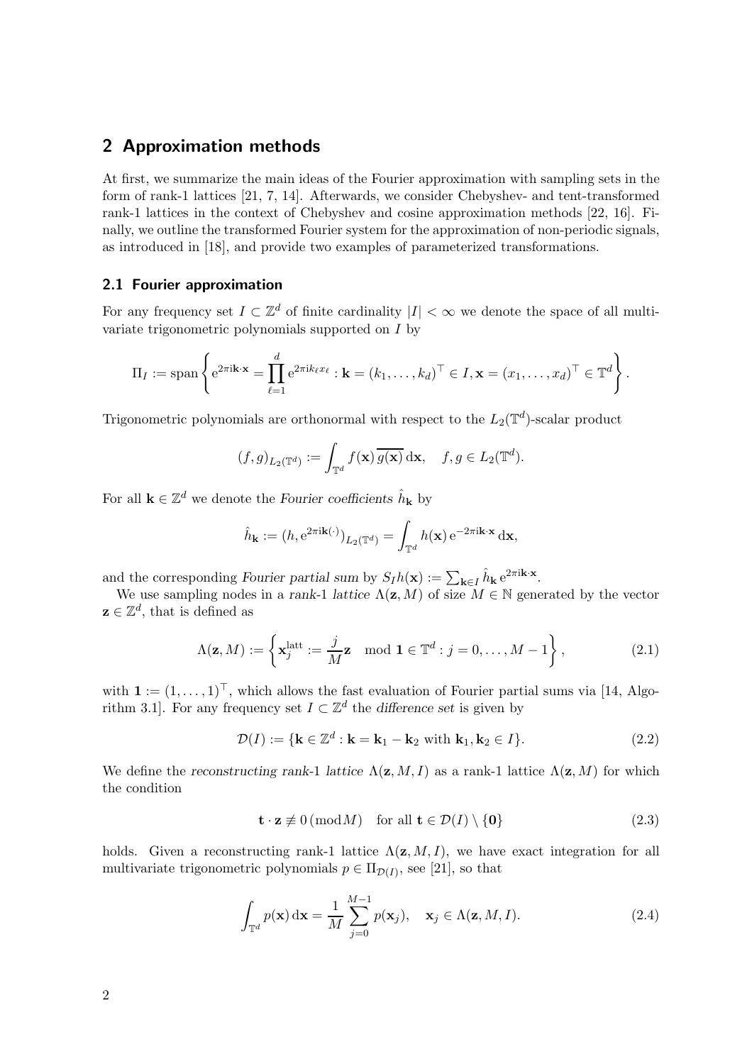## 2 Approximation methods

At first, we summarize the main ideas of the Fourier approximation with sampling sets in the form of rank-1 lattices [21, 7, 14]. Afterwards, we consider Chebyshev- and tent-transformed rank-1 lattices in the context of Chebyshev and cosine approximation methods [22, 16]. Finally, we outline the transformed Fourier system for the approximation of non-periodic signals, as introduced in [18], and provide two examples of parameterized transformations.

### 2.1 Fourier approximation

For any frequency set $I \subset \mathbb{Z}^d$ of finite cardinality $|I| < \infty$ we denote the space of all multivariate trigonometric polynomials supported on $I$ by

$$\Pi_I := \operatorname{span}\left\{ \mathrm{e}^{2\pi\mathrm{i}\mathbf{k}\cdot\mathbf{x}} = \prod_{\ell=1}^{d} \mathrm{e}^{2\pi\mathrm{i}k_\ell x_\ell} : \mathbf{k} = (k_1, \ldots, k_d)^\top \in I, \mathbf{x} = (x_1, \ldots, x_d)^\top \in \mathbb{T}^d \right\}.$$

Trigonometric polynomials are orthonormal with respect to the $L_2(\mathbb{T}^d)$-scalar product

$$(f, g)_{L_2(\mathbb{T}^d)} := \int_{\mathbb{T}^d} f(\mathbf{x}) \, \overline{g(\mathbf{x})} \, \mathrm{d}\mathbf{x}, \quad f, g \in L_2(\mathbb{T}^d).$$

For all $\mathbf{k} \in \mathbb{Z}^d$ we denote the *Fourier coefficients* $\hat{h}_{\mathbf{k}}$ by

$$\hat{h}_{\mathbf{k}} := (h, \mathrm{e}^{2\pi\mathrm{i}\mathbf{k}(\cdot)})_{L_2(\mathbb{T}^d)} = \int_{\mathbb{T}^d} h(\mathbf{x}) \, \mathrm{e}^{-2\pi\mathrm{i}\mathbf{k}\cdot\mathbf{x}} \, \mathrm{d}\mathbf{x},$$

and the corresponding *Fourier partial sum* by $S_I h(\mathbf{x}) := \sum_{\mathbf{k}\in I} \hat{h}_{\mathbf{k}} \, \mathrm{e}^{2\pi\mathrm{i}\mathbf{k}\cdot\mathbf{x}}$.

We use sampling nodes in a *rank-1 lattice* $\Lambda(\mathbf{z}, M)$ of size $M \in \mathbb{N}$ generated by the vector $\mathbf{z} \in \mathbb{Z}^d$, that is defined as

$$\Lambda(\mathbf{z}, M) := \left\{ \mathbf{x}_j^{\mathrm{latt}} := \frac{j}{M}\mathbf{z} \mod \mathbf{1} \in \mathbb{T}^d : j = 0, \ldots, M-1 \right\}, \tag{2.1}$$

with $\mathbf{1} := (1, \ldots, 1)^\top$, which allows the fast evaluation of Fourier partial sums via [14, Algorithm 3.1]. For any frequency set $I \subset \mathbb{Z}^d$ the *difference set* is given by

$$\mathcal{D}(I) := \{\mathbf{k} \in \mathbb{Z}^d : \mathbf{k} = \mathbf{k}_1 - \mathbf{k}_2 \text{ with } \mathbf{k}_1, \mathbf{k}_2 \in I\}. \tag{2.2}$$

We define the *reconstructing rank-1 lattice* $\Lambda(\mathbf{z}, M, I)$ as a rank-1 lattice $\Lambda(\mathbf{z}, M)$ for which the condition

$$\mathbf{t} \cdot \mathbf{z} \not\equiv 0 \, (\mathrm{mod} M) \quad \text{for all } \mathbf{t} \in \mathcal{D}(I) \setminus \{\mathbf{0}\} \tag{2.3}$$

holds. Given a reconstructing rank-1 lattice $\Lambda(\mathbf{z}, M, I)$, we have exact integration for all multivariate trigonometric polynomials $p \in \Pi_{\mathcal{D}(I)}$, see [21], so that

$$\int_{\mathbb{T}^d} p(\mathbf{x}) \, \mathrm{d}\mathbf{x} = \frac{1}{M} \sum_{j=0}^{M-1} p(\mathbf{x}_j), \quad \mathbf{x}_j \in \Lambda(\mathbf{z}, M, I). \tag{2.4}$$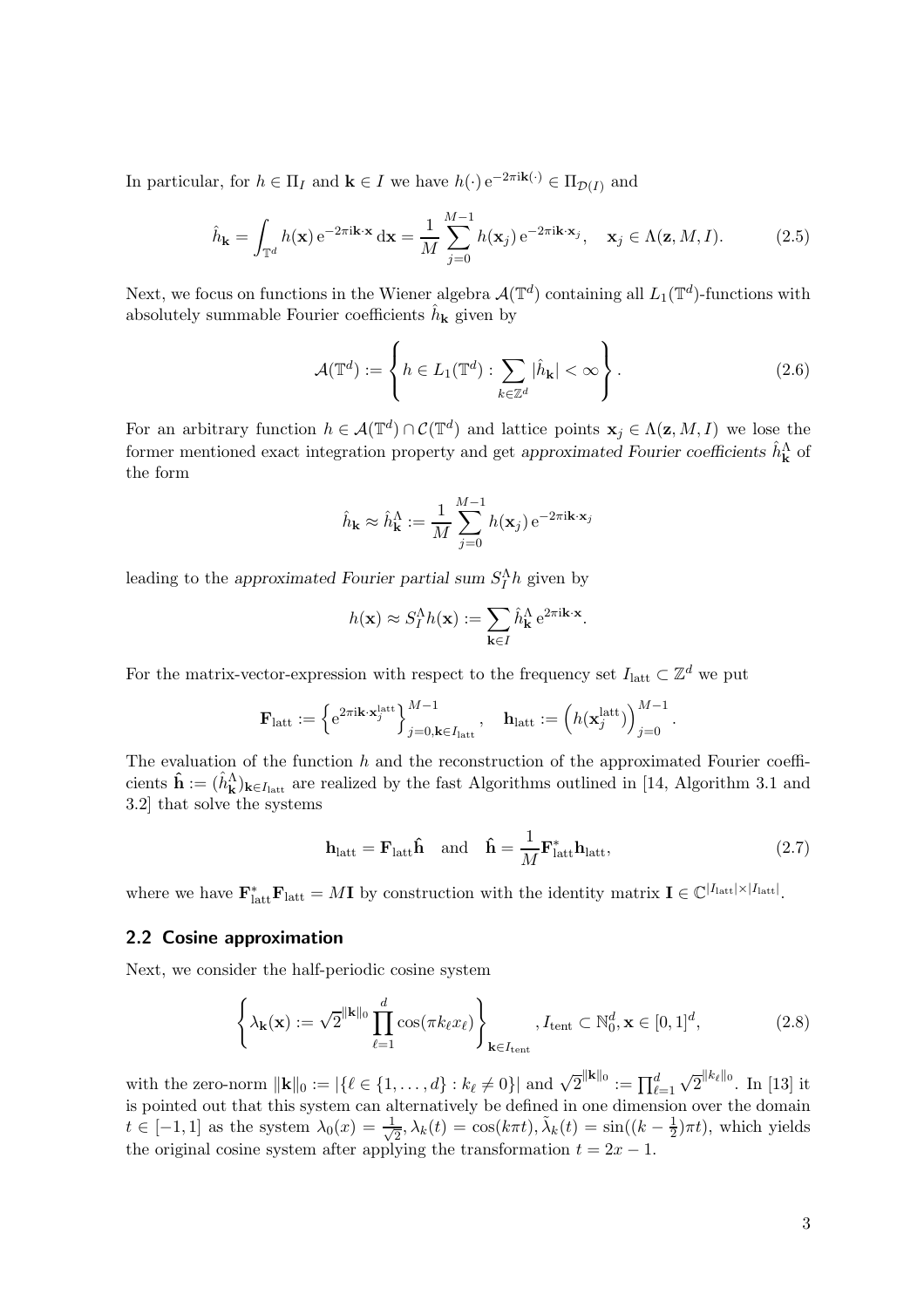In particular, for $h \in \Pi_I$ and $\mathbf{k} \in I$ we have $h(\cdot)\,\mathrm{e}^{-2\pi\mathrm{i}\mathbf{k}(\cdot)} \in \Pi_{\mathcal{D}(I)}$ and

$$\hat{h}_{\mathbf{k}} = \int_{\mathbb{T}^d} h(\mathbf{x})\,\mathrm{e}^{-2\pi\mathrm{i}\mathbf{k}\cdot\mathbf{x}}\,\mathrm{d}\mathbf{x} = \frac{1}{M}\sum_{j=0}^{M-1} h(\mathbf{x}_j)\,\mathrm{e}^{-2\pi\mathrm{i}\mathbf{k}\cdot\mathbf{x}_j}, \quad \mathbf{x}_j \in \Lambda(\mathbf{z}, M, I). \tag{2.5}$$

Next, we focus on functions in the Wiener algebra $\mathcal{A}(\mathbb{T}^d)$ containing all $L_1(\mathbb{T}^d)$-functions with absolutely summable Fourier coefficients $\hat{h}_{\mathbf{k}}$ given by

$$\mathcal{A}(\mathbb{T}^d) := \left\{ h \in L_1(\mathbb{T}^d) : \sum_{k\in\mathbb{Z}^d} |\hat{h}_{\mathbf{k}}| < \infty \right\}. \tag{2.6}$$

For an arbitrary function $h \in \mathcal{A}(\mathbb{T}^d) \cap \mathcal{C}(\mathbb{T}^d)$ and lattice points $\mathbf{x}_j \in \Lambda(\mathbf{z}, M, I)$ we lose the former mentioned exact integration property and get *approximated Fourier coefficients* $\hat{h}^{\Lambda}_{\mathbf{k}}$ of the form

$$\hat{h}_{\mathbf{k}} \approx \hat{h}^{\Lambda}_{\mathbf{k}} := \frac{1}{M}\sum_{j=0}^{M-1} h(\mathbf{x}_j)\,\mathrm{e}^{-2\pi\mathrm{i}\mathbf{k}\cdot\mathbf{x}_j}$$

leading to the *approximated Fourier partial sum* $S^{\Lambda}_I h$ given by

$$h(\mathbf{x}) \approx S^{\Lambda}_I h(\mathbf{x}) := \sum_{\mathbf{k}\in I} \hat{h}^{\Lambda}_{\mathbf{k}}\,\mathrm{e}^{2\pi\mathrm{i}\mathbf{k}\cdot\mathbf{x}}.$$

For the matrix-vector-expression with respect to the frequency set $I_{\mathrm{latt}} \subset \mathbb{Z}^d$ we put

$$\mathbf{F}_{\mathrm{latt}} := \left\{ \mathrm{e}^{2\pi\mathrm{i}\mathbf{k}\cdot\mathbf{x}^{\mathrm{latt}}_j} \right\}_{j=0,\mathbf{k}\in I_{\mathrm{latt}}}^{M-1}, \quad \mathbf{h}_{\mathrm{latt}} := \left( h(\mathbf{x}^{\mathrm{latt}}_j) \right)_{j=0}^{M-1}.$$

The evaluation of the function $h$ and the reconstruction of the approximated Fourier coefficients $\hat{\mathbf{h}} := (\hat{h}^{\Lambda}_{\mathbf{k}})_{\mathbf{k}\in I_{\mathrm{latt}}}$ are realized by the fast Algorithms outlined in [14, Algorithm 3.1 and 3.2] that solve the systems

$$\mathbf{h}_{\mathrm{latt}} = \mathbf{F}_{\mathrm{latt}}\hat{\mathbf{h}} \quad \text{and} \quad \hat{\mathbf{h}} = \frac{1}{M}\mathbf{F}^*_{\mathrm{latt}}\mathbf{h}_{\mathrm{latt}}, \tag{2.7}$$

where we have $\mathbf{F}^*_{\mathrm{latt}}\mathbf{F}_{\mathrm{latt}} = M\mathbf{I}$ by construction with the identity matrix $\mathbf{I} \in \mathbb{C}^{|I_{\mathrm{latt}}|\times|I_{\mathrm{latt}}|}$.

## 2.2 Cosine approximation

Next, we consider the half-periodic cosine system

$$\left\{ \lambda_{\mathbf{k}}(\mathbf{x}) := \sqrt{2}^{\|\mathbf{k}\|_0} \prod_{\ell=1}^{d} \cos(\pi k_\ell x_\ell) \right\}_{\mathbf{k}\in I_{\mathrm{tent}}}, I_{\mathrm{tent}} \subset \mathbb{N}^d_0, \mathbf{x} \in [0,1]^d, \tag{2.8}$$

with the zero-norm $\|\mathbf{k}\|_0 := |\{\ell \in \{1,\ldots,d\} : k_\ell \neq 0\}|$ and $\sqrt{2}^{\|\mathbf{k}\|_0} := \prod_{\ell=1}^{d} \sqrt{2}^{\|k_\ell\|_0}$. In [13] it is pointed out that this system can alternatively be defined in one dimension over the domain $t \in [-1,1]$ as the system $\lambda_0(x) = \frac{1}{\sqrt{2}}, \lambda_k(t) = \cos(k\pi t), \tilde{\lambda}_k(t) = \sin((k-\frac{1}{2})\pi t)$, which yields the original cosine system after applying the transformation $t = 2x - 1$.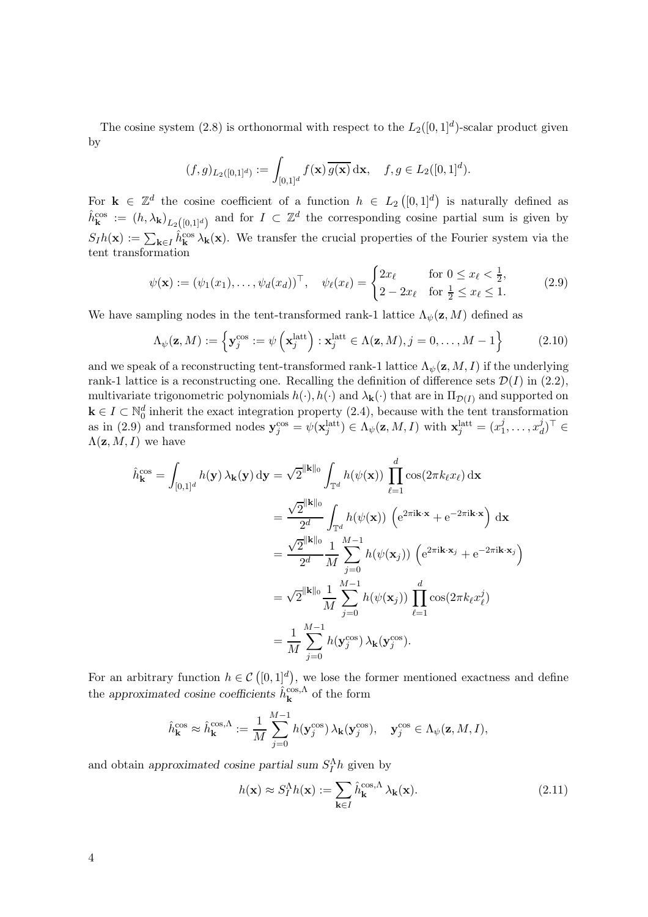The cosine system (2.8) is orthonormal with respect to the $L_2([0,1]^d)$-scalar product given by

$$(f,g)_{L_2([0,1]^d)} := \int_{[0,1]^d} f(\mathbf{x})\, \overline{g(\mathbf{x})}\, \mathrm{d}\mathbf{x}, \quad f,g \in L_2([0,1]^d).$$

For $\mathbf{k} \in \mathbb{Z}^d$ the cosine coefficient of a function $h \in L_2\left([0,1]^d\right)$ is naturally defined as $\hat{h}^{\cos}_{\mathbf{k}} := (h, \lambda_{\mathbf{k}})_{L_2\left([0,1]^d\right)}$ and for $I \subset \mathbb{Z}^d$ the corresponding cosine partial sum is given by $S_I h(\mathbf{x}) := \sum_{\mathbf{k}\in I} \hat{h}^{\cos}_{\mathbf{k}} \lambda_{\mathbf{k}}(\mathbf{x})$. We transfer the crucial properties of the Fourier system via the tent transformation

$$\psi(\mathbf{x}) := (\psi_1(x_1), \ldots, \psi_d(x_d))^\top, \quad \psi_\ell(x_\ell) = \begin{cases} 2x_\ell & \text{for } 0 \le x_\ell < \frac{1}{2}, \\ 2 - 2x_\ell & \text{for } \frac{1}{2} \le x_\ell \le 1. \end{cases} \tag{2.9}$$

We have sampling nodes in the tent-transformed rank-1 lattice $\Lambda_\psi(\mathbf{z}, M)$ defined as

$$\Lambda_\psi(\mathbf{z}, M) := \left\{ \mathbf{y}^{\cos}_j := \psi\left(\mathbf{x}^{\mathrm{latt}}_j\right) : \mathbf{x}^{\mathrm{latt}}_j \in \Lambda(\mathbf{z}, M), j = 0, \ldots, M-1 \right\} \tag{2.10}$$

and we speak of a reconstructing tent-transformed rank-1 lattice $\Lambda_\psi(\mathbf{z}, M, I)$ if the underlying rank-1 lattice is a reconstructing one. Recalling the definition of difference sets $\mathcal{D}(I)$ in (2.2), multivariate trigonometric polynomials $h(\cdot), h(\cdot)$ and $\lambda_{\mathbf{k}}(\cdot)$ that are in $\Pi_{\mathcal{D}(I)}$ and supported on $\mathbf{k} \in I \subset \mathbb{N}^d_0$ inherit the exact integration property (2.4), because with the tent transformation as in (2.9) and transformed nodes $\mathbf{y}^{\cos}_j = \psi(\mathbf{x}^{\mathrm{latt}}_j) \in \Lambda_\psi(\mathbf{z}, M, I)$ with $\mathbf{x}^{\mathrm{latt}}_j = (x^j_1, \ldots, x^j_d)^\top \in \Lambda(\mathbf{z}, M, I)$ we have

$$\begin{aligned}
\hat{h}^{\cos}_{\mathbf{k}} = \int_{[0,1]^d} h(\mathbf{y})\, \lambda_{\mathbf{k}}(\mathbf{y})\, \mathrm{d}\mathbf{y} &= \sqrt{2}^{\|\mathbf{k}\|_0} \int_{\mathbb{T}^d} h(\psi(\mathbf{x})) \prod_{\ell=1}^{d} \cos(2\pi k_\ell x_\ell)\, \mathrm{d}\mathbf{x} \\
&= \frac{\sqrt{2}^{\|\mathbf{k}\|_0}}{2^d} \int_{\mathbb{T}^d} h(\psi(\mathbf{x})) \left( \mathrm{e}^{2\pi \mathrm{i} \mathbf{k}\cdot\mathbf{x}} + \mathrm{e}^{-2\pi \mathrm{i} \mathbf{k}\cdot\mathbf{x}} \right) \mathrm{d}\mathbf{x} \\
&= \frac{\sqrt{2}^{\|\mathbf{k}\|_0}}{2^d} \frac{1}{M} \sum_{j=0}^{M-1} h(\psi(\mathbf{x}_j)) \left( \mathrm{e}^{2\pi \mathrm{i} \mathbf{k}\cdot\mathbf{x}_j} + \mathrm{e}^{-2\pi \mathrm{i} \mathbf{k}\cdot\mathbf{x}_j} \right) \\
&= \sqrt{2}^{\|\mathbf{k}\|_0} \frac{1}{M} \sum_{j=0}^{M-1} h(\psi(\mathbf{x}_j)) \prod_{\ell=1}^{d} \cos(2\pi k_\ell x^j_\ell) \\
&= \frac{1}{M} \sum_{j=0}^{M-1} h(\mathbf{y}^{\cos}_j)\, \lambda_{\mathbf{k}}(\mathbf{y}^{\cos}_j).
\end{aligned}$$

For an arbitrary function $h \in \mathcal{C}\left([0,1]^d\right)$, we lose the former mentioned exactness and define the *approximated cosine coefficients* $\hat{h}^{\cos,\Lambda}_{\mathbf{k}}$ of the form

$$\hat{h}^{\cos}_{\mathbf{k}} \approx \hat{h}^{\cos,\Lambda}_{\mathbf{k}} := \frac{1}{M} \sum_{j=0}^{M-1} h(\mathbf{y}^{\cos}_j)\, \lambda_{\mathbf{k}}(\mathbf{y}^{\cos}_j), \quad \mathbf{y}^{\cos}_j \in \Lambda_\psi(\mathbf{z}, M, I),$$

and obtain *approximated cosine partial sum* $S^\Lambda_I h$ given by

$$h(\mathbf{x}) \approx S^\Lambda_I h(\mathbf{x}) := \sum_{\mathbf{k}\in I} \hat{h}^{\cos,\Lambda}_{\mathbf{k}}\, \lambda_{\mathbf{k}}(\mathbf{x}). \tag{2.11}$$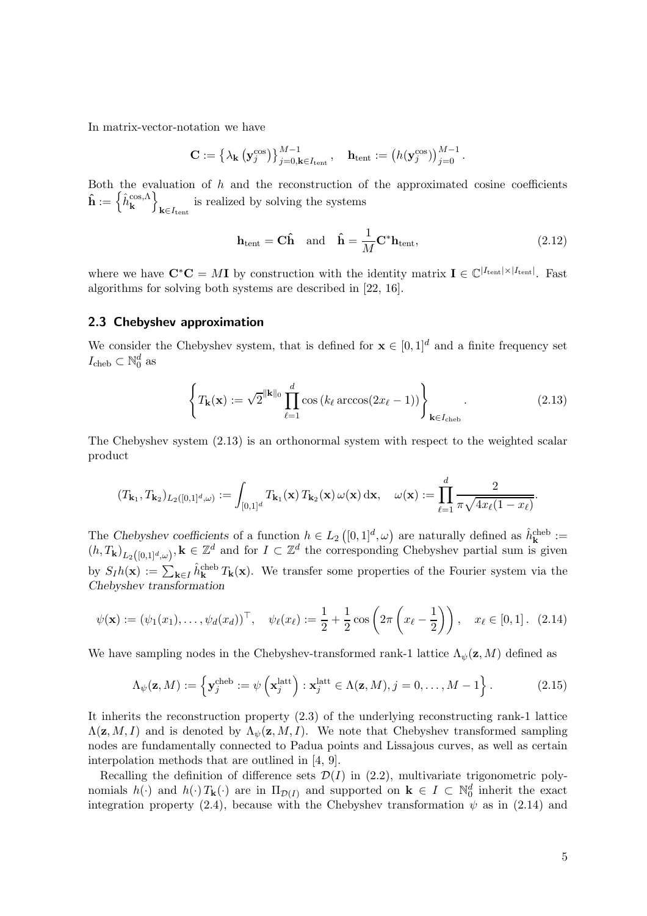In matrix-vector-notation we have

$$\mathbf{C} := \left\{\lambda_{\mathbf{k}}\left(\mathbf{y}_j^{\cos}\right)\right\}_{j=0,\mathbf{k}\in I_{\text{tent}}}^{M-1}, \quad \mathbf{h}_{\text{tent}} := \left(h(\mathbf{y}_j^{\cos})\right)_{j=0}^{M-1}.$$

Both the evaluation of $h$ and the reconstruction of the approximated cosine coefficients $\hat{\mathbf{h}} := \left\{\hat{h}_{\mathbf{k}}^{\cos,\Lambda}\right\}_{\mathbf{k}\in I_{\text{tent}}}$ is realized by solving the systems

$$\mathbf{h}_{\text{tent}} = \mathbf{C}\hat{\mathbf{h}} \quad \text{and} \quad \hat{\mathbf{h}} = \frac{1}{M}\mathbf{C}^*\mathbf{h}_{\text{tent}}, \tag{2.12}$$

where we have $\mathbf{C}^*\mathbf{C} = M\mathbf{I}$ by construction with the identity matrix $\mathbf{I} \in \mathbb{C}^{|I_{\text{tent}}|\times|I_{\text{tent}}|}$. Fast algorithms for solving both systems are described in [22, 16].

## 2.3 Chebyshev approximation

We consider the Chebyshev system, that is defined for $\mathbf{x} \in [0,1]^d$ and a finite frequency set $I_{\text{cheb}} \subset \mathbb{N}_0^d$ as

$$\left\{T_{\mathbf{k}}(\mathbf{x}) := \sqrt{2}^{\|\mathbf{k}\|_0} \prod_{\ell=1}^{d} \cos\left(k_\ell \arccos(2x_\ell - 1)\right)\right\}_{\mathbf{k}\in I_{\text{cheb}}}. \tag{2.13}$$

The Chebyshev system (2.13) is an orthonormal system with respect to the weighted scalar product

$$(T_{\mathbf{k}_1}, T_{\mathbf{k}_2})_{L_2([0,1]^d,\omega)} := \int_{[0,1]^d} T_{\mathbf{k}_1}(\mathbf{x})\, T_{\mathbf{k}_2}(\mathbf{x})\, \omega(\mathbf{x})\, \mathrm{d}\mathbf{x}, \quad \omega(\mathbf{x}) := \prod_{\ell=1}^{d} \frac{2}{\pi\sqrt{4x_\ell(1-x_\ell)}}.$$

The *Chebyshev coefficients* of a function $h \in L_2\left([0,1]^d, \omega\right)$ are naturally defined as $\hat{h}_{\mathbf{k}}^{\text{cheb}} := (h, T_{\mathbf{k}})_{L_2([0,1]^d,\omega)}, \mathbf{k} \in \mathbb{Z}^d$ and for $I \subset \mathbb{Z}^d$ the corresponding Chebyshev partial sum is given by $S_I h(\mathbf{x}) := \sum_{\mathbf{k}\in I} \hat{h}_{\mathbf{k}}^{\text{cheb}}\, T_{\mathbf{k}}(\mathbf{x})$. We transfer some properties of the Fourier system via the *Chebyshev transformation*

$$\psi(\mathbf{x}) := (\psi_1(x_1), \ldots, \psi_d(x_d))^\top, \quad \psi_\ell(x_\ell) := \frac{1}{2} + \frac{1}{2}\cos\left(2\pi\left(x_\ell - \frac{1}{2}\right)\right), \quad x_\ell \in [0,1]. \tag{2.14}$$

We have sampling nodes in the Chebyshev-transformed rank-1 lattice $\Lambda_\psi(\mathbf{z}, M)$ defined as

$$\Lambda_\psi(\mathbf{z}, M) := \left\{\mathbf{y}_j^{\text{cheb}} := \psi\left(\mathbf{x}_j^{\text{latt}}\right) : \mathbf{x}_j^{\text{latt}} \in \Lambda(\mathbf{z}, M), j = 0, \ldots, M-1\right\}. \tag{2.15}$$

It inherits the reconstruction property (2.3) of the underlying reconstructing rank-1 lattice $\Lambda(\mathbf{z}, M, I)$ and is denoted by $\Lambda_\psi(\mathbf{z}, M, I)$. We note that Chebyshev transformed sampling nodes are fundamentally connected to Padua points and Lissajous curves, as well as certain interpolation methods that are outlined in [4, 9].

Recalling the definition of difference sets $\mathcal{D}(I)$ in (2.2), multivariate trigonometric polynomials $h(\cdot)$ and $h(\cdot)\,T_{\mathbf{k}}(\cdot)$ are in $\Pi_{\mathcal{D}(I)}$ and supported on $\mathbf{k} \in I \subset \mathbb{N}_0^d$ inherit the exact integration property (2.4), because with the Chebyshev transformation $\psi$ as in (2.14) and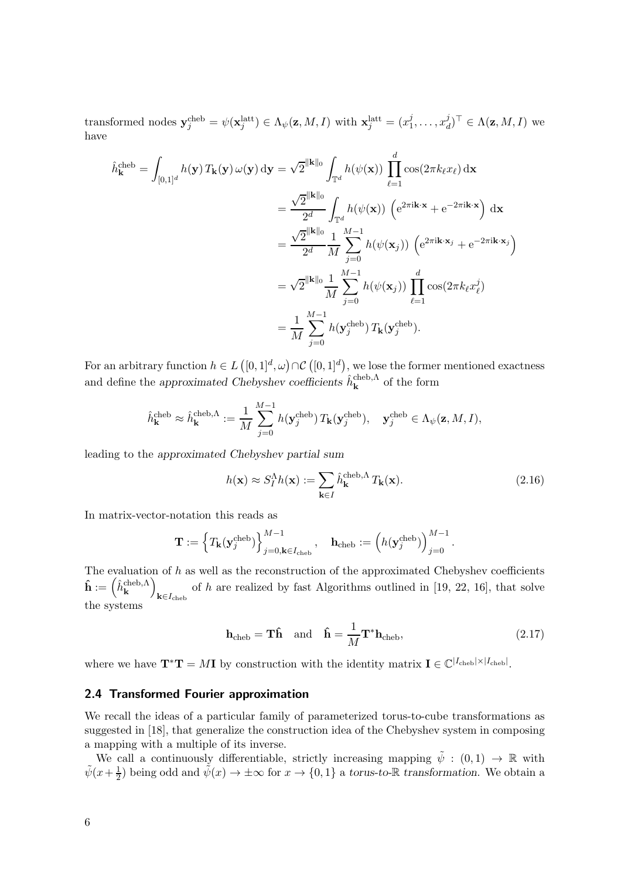transformed nodes $\mathbf{y}_j^{\mathrm{cheb}} = \psi(\mathbf{x}_j^{\mathrm{latt}}) \in \Lambda_\psi(\mathbf{z}, M, I)$ with $\mathbf{x}_j^{\mathrm{latt}} = (x_1^j, \ldots, x_d^j)^\top \in \Lambda(\mathbf{z}, M, I)$ we have

$$
\begin{aligned}
\hat{h}_{\mathbf{k}}^{\mathrm{cheb}} = \int_{[0,1]^d} h(\mathbf{y})\, T_{\mathbf{k}}(\mathbf{y})\, \omega(\mathbf{y})\, \mathrm{d}\mathbf{y} &= \sqrt{2}^{\|\mathbf{k}\|_0} \int_{\mathbb{T}^d} h(\psi(\mathbf{x})) \prod_{\ell=1}^{d} \cos(2\pi k_\ell x_\ell)\, \mathrm{d}\mathbf{x} \\
&= \frac{\sqrt{2}^{\|\mathbf{k}\|_0}}{2^d} \int_{\mathbb{T}^d} h(\psi(\mathbf{x})) \left( \mathrm{e}^{2\pi \mathrm{i} \mathbf{k}\cdot\mathbf{x}} + \mathrm{e}^{-2\pi \mathrm{i} \mathbf{k}\cdot\mathbf{x}} \right) \mathrm{d}\mathbf{x} \\
&= \frac{\sqrt{2}^{\|\mathbf{k}\|_0}}{2^d} \frac{1}{M} \sum_{j=0}^{M-1} h(\psi(\mathbf{x}_j)) \left( \mathrm{e}^{2\pi \mathrm{i} \mathbf{k}\cdot\mathbf{x}_j} + \mathrm{e}^{-2\pi \mathrm{i} \mathbf{k}\cdot\mathbf{x}_j} \right) \\
&= \sqrt{2}^{\|\mathbf{k}\|_0} \frac{1}{M} \sum_{j=0}^{M-1} h(\psi(\mathbf{x}_j)) \prod_{\ell=1}^{d} \cos(2\pi k_\ell x_\ell^j) \\
&= \frac{1}{M} \sum_{j=0}^{M-1} h(\mathbf{y}_j^{\mathrm{cheb}})\, T_{\mathbf{k}}(\mathbf{y}_j^{\mathrm{cheb}}).
\end{aligned}
$$

For an arbitrary function $h \in L\left([0,1]^d, \omega\right) \cap \mathcal{C}\left([0,1]^d\right)$, we lose the former mentioned exactness and define the *approximated Chebyshev coefficients* $\hat{h}_{\mathbf{k}}^{\mathrm{cheb},\Lambda}$ of the form

$$
\hat{h}_{\mathbf{k}}^{\mathrm{cheb}} \approx \hat{h}_{\mathbf{k}}^{\mathrm{cheb},\Lambda} := \frac{1}{M} \sum_{j=0}^{M-1} h(\mathbf{y}_j^{\mathrm{cheb}})\, T_{\mathbf{k}}(\mathbf{y}_j^{\mathrm{cheb}}), \quad \mathbf{y}_j^{\mathrm{cheb}} \in \Lambda_\psi(\mathbf{z}, M, I),
$$

leading to the *approximated Chebyshev partial sum*

$$
h(\mathbf{x}) \approx S_I^\Lambda h(\mathbf{x}) := \sum_{\mathbf{k} \in I} \hat{h}_{\mathbf{k}}^{\mathrm{cheb},\Lambda}\, T_{\mathbf{k}}(\mathbf{x}). \tag{2.16}
$$

In matrix-vector-notation this reads as

$$
\mathbf{T} := \left\{ T_{\mathbf{k}}(\mathbf{y}_j^{\mathrm{cheb}}) \right\}_{j=0, \mathbf{k} \in I_{\mathrm{cheb}}}^{M-1}, \quad \mathbf{h}_{\mathrm{cheb}} := \left( h(\mathbf{y}_j^{\mathrm{cheb}}) \right)_{j=0}^{M-1}.
$$

The evaluation of $h$ as well as the reconstruction of the approximated Chebyshev coefficients $\hat{\mathbf{h}} := \left( \hat{h}_{\mathbf{k}}^{\mathrm{cheb},\Lambda} \right)_{\mathbf{k} \in I_{\mathrm{cheb}}}$ of $h$ are realized by fast Algorithms outlined in [19, 22, 16], that solve the systems

$$
\mathbf{h}_{\mathrm{cheb}} = \mathbf{T} \hat{\mathbf{h}} \quad \text{and} \quad \hat{\mathbf{h}} = \frac{1}{M} \mathbf{T}^* \mathbf{h}_{\mathrm{cheb}}, \tag{2.17}
$$

where we have $\mathbf{T}^* \mathbf{T} = M \mathbf{I}$ by construction with the identity matrix $\mathbf{I} \in \mathbb{C}^{|I_{\mathrm{cheb}}| \times |I_{\mathrm{cheb}}|}$.

## 2.4 Transformed Fourier approximation

We recall the ideas of a particular family of parameterized torus-to-cube transformations as suggested in [18], that generalize the construction idea of the Chebyshev system in composing a mapping with a multiple of its inverse.

We call a continuously differentiable, strictly increasing mapping $\tilde{\psi} : (0,1) \to \mathbb{R}$ with $\tilde{\psi}(x + \frac{1}{2})$ being odd and $\tilde{\psi}(x) \to \pm\infty$ for $x \to \{0, 1\}$ a *torus-to-$\mathbb{R}$ transformation*. We obtain a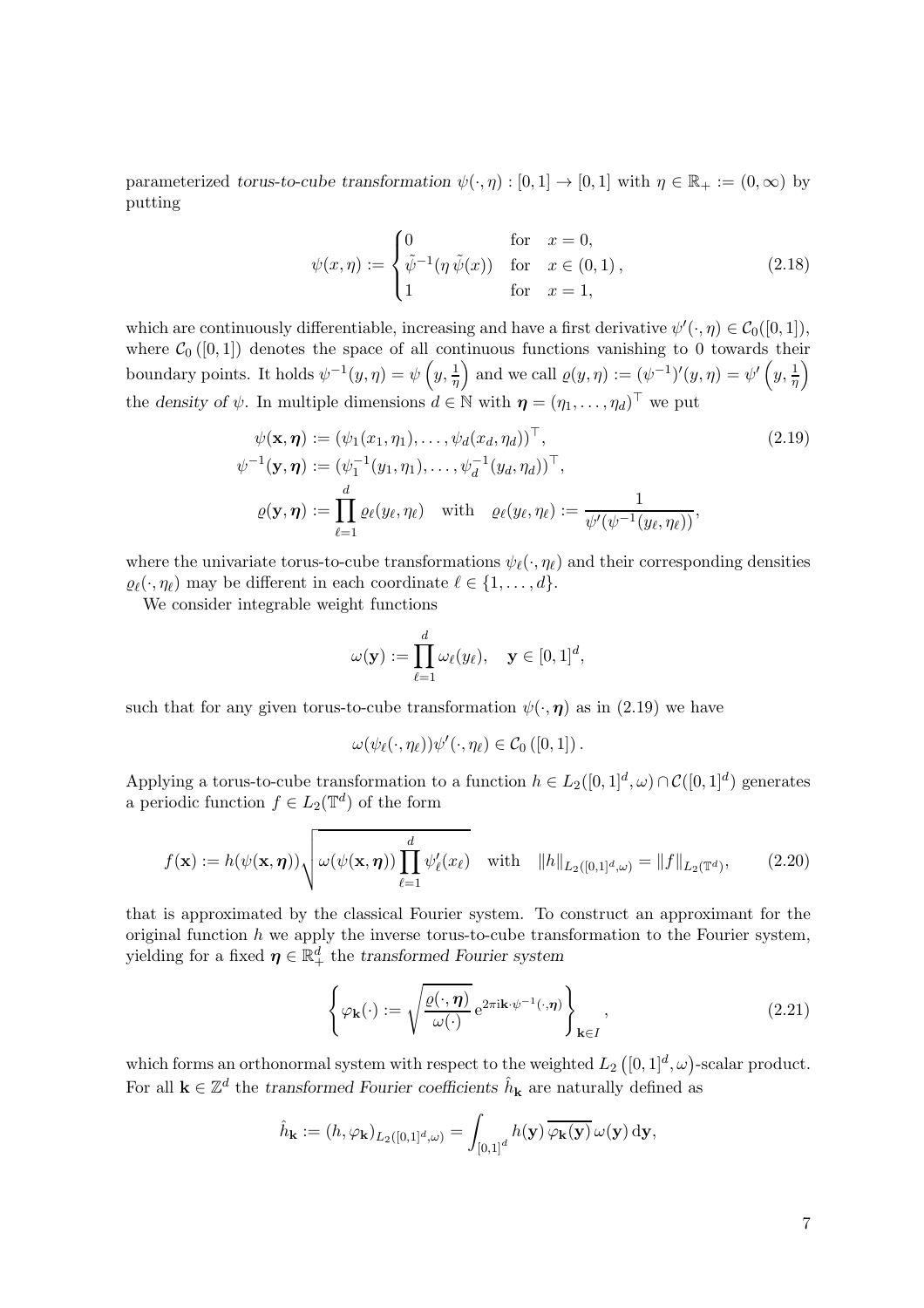parameterized *torus-to-cube transformation* $\psi(\cdot,\eta) : [0,1] \to [0,1]$ with $\eta \in \mathbb{R}_+ := (0,\infty)$ by putting

$$\psi(x,\eta) := \begin{cases} 0 & \text{for} \quad x = 0, \\ \tilde{\psi}^{-1}(\eta\, \tilde{\psi}(x)) & \text{for} \quad x \in (0,1)\,, \\ 1 & \text{for} \quad x = 1, \end{cases} \tag{2.18}$$

which are continuously differentiable, increasing and have a first derivative $\psi'(\cdot,\eta) \in \mathcal{C}_0([0,1])$, where $\mathcal{C}_0\left([0,1]\right)$ denotes the space of all continuous functions vanishing to 0 towards their boundary points. It holds $\psi^{-1}(y,\eta) = \psi\left(y, \frac{1}{\eta}\right)$ and we call $\varrho(y,\eta) := (\psi^{-1})'(y,\eta) = \psi'\left(y,\frac{1}{\eta}\right)$ the *density of* $\psi$. In multiple dimensions $d \in \mathbb{N}$ with $\boldsymbol{\eta} = (\eta_1,\ldots,\eta_d)^\top$ we put

$$\begin{aligned} \psi(\mathbf{x},\boldsymbol{\eta}) &:= (\psi_1(x_1,\eta_1),\ldots,\psi_d(x_d,\eta_d))^\top, \\ \psi^{-1}(\mathbf{y},\boldsymbol{\eta}) &:= (\psi_1^{-1}(y_1,\eta_1),\ldots,\psi_d^{-1}(y_d,\eta_d))^\top, \\ \varrho(\mathbf{y},\boldsymbol{\eta}) &:= \prod_{\ell=1}^{d} \varrho_\ell(y_\ell,\eta_\ell) \quad \text{with} \quad \varrho_\ell(y_\ell,\eta_\ell) := \frac{1}{\psi'(\psi^{-1}(y_\ell,\eta_\ell))}, \end{aligned} \tag{2.19}$$

where the univariate torus-to-cube transformations $\psi_\ell(\cdot,\eta_\ell)$ and their corresponding densities $\varrho_\ell(\cdot,\eta_\ell)$ may be different in each coordinate $\ell \in \{1,\ldots,d\}$.

We consider integrable weight functions

$$\omega(\mathbf{y}) := \prod_{\ell=1}^{d} \omega_\ell(y_\ell), \quad \mathbf{y} \in [0,1]^d,$$

such that for any given torus-to-cube transformation $\psi(\cdot,\boldsymbol{\eta})$ as in (2.19) we have

$$\omega(\psi_\ell(\cdot,\eta_\ell))\psi'(\cdot,\eta_\ell) \in \mathcal{C}_0\left([0,1]\right).$$

Applying a torus-to-cube transformation to a function $h \in L_2([0,1]^d,\omega) \cap \mathcal{C}([0,1]^d)$ generates a periodic function $f \in L_2(\mathbb{T}^d)$ of the form

$$f(\mathbf{x}) := h(\psi(\mathbf{x},\boldsymbol{\eta}))\sqrt{\omega(\psi(\mathbf{x},\boldsymbol{\eta}))\prod_{\ell=1}^{d}\psi_\ell'(x_\ell)} \quad \text{with} \quad \|h\|_{L_2([0,1]^d,\omega)} = \|f\|_{L_2(\mathbb{T}^d)}, \tag{2.20}$$

that is approximated by the classical Fourier system. To construct an approximant for the original function $h$ we apply the inverse torus-to-cube transformation to the Fourier system, yielding for a fixed $\boldsymbol{\eta} \in \mathbb{R}_+^d$ the *transformed Fourier system*

$$\left\{ \varphi_{\mathbf{k}}(\cdot) := \sqrt{\frac{\varrho(\cdot,\boldsymbol{\eta})}{\omega(\cdot)}}\, \mathrm{e}^{2\pi \mathrm{i}\mathbf{k}\cdot\psi^{-1}(\cdot,\boldsymbol{\eta})} \right\}_{\mathbf{k}\in I}, \tag{2.21}$$

which forms an orthonormal system with respect to the weighted $L_2\left([0,1]^d,\omega\right)$-scalar product. For all $\mathbf{k} \in \mathbb{Z}^d$ the *transformed Fourier coefficients* $\hat{h}_{\mathbf{k}}$ are naturally defined as

$$\hat{h}_{\mathbf{k}} := (h,\varphi_{\mathbf{k}})_{L_2([0,1]^d,\omega)} = \int_{[0,1]^d} h(\mathbf{y})\,\overline{\varphi_{\mathbf{k}}(\mathbf{y})}\,\omega(\mathbf{y})\,\mathrm{d}\mathbf{y},$$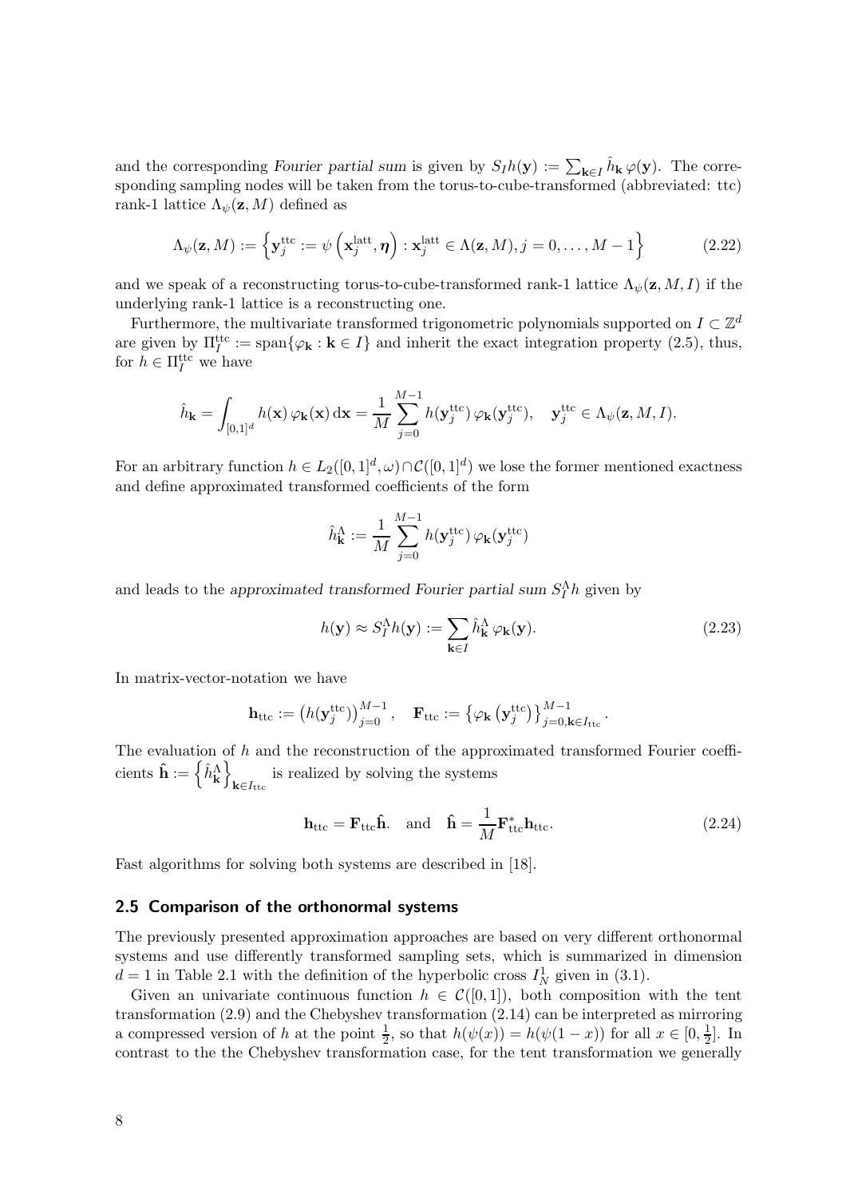and the corresponding *Fourier partial sum* is given by $S_I h(\mathbf{y}) := \sum_{\mathbf{k}\in I} \hat{h}_{\mathbf{k}}\, \varphi(\mathbf{y})$. The corresponding sampling nodes will be taken from the torus-to-cube-transformed (abbreviated: ttc) rank-1 lattice $\Lambda_\psi(\mathbf{z}, M)$ defined as

$$\Lambda_\psi(\mathbf{z}, M) := \left\{ \mathbf{y}_j^{\mathrm{ttc}} := \psi\left(\mathbf{x}_j^{\mathrm{latt}}, \boldsymbol{\eta}\right) : \mathbf{x}_j^{\mathrm{latt}} \in \Lambda(\mathbf{z}, M), j = 0, \ldots, M-1 \right\} \tag{2.22}$$

and we speak of a reconstructing torus-to-cube-transformed rank-1 lattice $\Lambda_\psi(\mathbf{z}, M, I)$ if the underlying rank-1 lattice is a reconstructing one.

Furthermore, the multivariate transformed trigonometric polynomials supported on $I \subset \mathbb{Z}^d$ are given by $\Pi_I^{\mathrm{ttc}} := \mathrm{span}\{\varphi_{\mathbf{k}} : \mathbf{k} \in I\}$ and inherit the exact integration property (2.5), thus, for $h \in \Pi_I^{\mathrm{ttc}}$ we have

$$\hat{h}_{\mathbf{k}} = \int_{[0,1]^d} h(\mathbf{x})\, \varphi_{\mathbf{k}}(\mathbf{x})\, \mathrm{d}\mathbf{x} = \frac{1}{M} \sum_{j=0}^{M-1} h(\mathbf{y}_j^{\mathrm{ttc}})\, \varphi_{\mathbf{k}}(\mathbf{y}_j^{\mathrm{ttc}}), \quad \mathbf{y}_j^{\mathrm{ttc}} \in \Lambda_\psi(\mathbf{z}, M, I).$$

For an arbitrary function $h \in L_2([0,1]^d, \omega) \cap \mathcal{C}([0,1]^d)$ we lose the former mentioned exactness and define approximated transformed coefficients of the form

$$\hat{h}_{\mathbf{k}}^{\Lambda} := \frac{1}{M} \sum_{j=0}^{M-1} h(\mathbf{y}_j^{\mathrm{ttc}})\, \varphi_{\mathbf{k}}(\mathbf{y}_j^{\mathrm{ttc}})$$

and leads to the *approximated transformed Fourier partial sum* $S_I^{\Lambda} h$ given by

$$h(\mathbf{y}) \approx S_I^{\Lambda} h(\mathbf{y}) := \sum_{\mathbf{k}\in I} \hat{h}_{\mathbf{k}}^{\Lambda}\, \varphi_{\mathbf{k}}(\mathbf{y}). \tag{2.23}$$

In matrix-vector-notation we have

$$\mathbf{h}_{\mathrm{ttc}} := \left(h(\mathbf{y}_j^{\mathrm{ttc}})\right)_{j=0}^{M-1}, \quad \mathbf{F}_{\mathrm{ttc}} := \left\{\varphi_{\mathbf{k}}\left(\mathbf{y}_j^{\mathrm{ttc}}\right)\right\}_{j=0, \mathbf{k}\in I_{\mathrm{ttc}}}^{M-1}.$$

The evaluation of $h$ and the reconstruction of the approximated transformed Fourier coefficients $\hat{\mathbf{h}} := \left\{\hat{h}_{\mathbf{k}}^{\Lambda}\right\}_{\mathbf{k}\in I_{\mathrm{ttc}}}$ is realized by solving the systems

$$\mathbf{h}_{\mathrm{ttc}} = \mathbf{F}_{\mathrm{ttc}} \hat{\mathbf{h}}. \quad \text{and} \quad \hat{\mathbf{h}} = \frac{1}{M} \mathbf{F}_{\mathrm{ttc}}^{*} \mathbf{h}_{\mathrm{ttc}}. \tag{2.24}$$

Fast algorithms for solving both systems are described in [18].

## 2.5 Comparison of the orthonormal systems

The previously presented approximation approaches are based on very different orthonormal systems and use differently transformed sampling sets, which is summarized in dimension $d = 1$ in Table 2.1 with the definition of the hyperbolic cross $I_N^1$ given in (3.1).

Given an univariate continuous function $h \in \mathcal{C}([0,1])$, both composition with the tent transformation (2.9) and the Chebyshev transformation (2.14) can be interpreted as mirroring a compressed version of $h$ at the point $\frac{1}{2}$, so that $h(\psi(x)) = h(\psi(1-x))$ for all $x \in [0, \frac{1}{2}]$. In contrast to the the Chebyshev transformation case, for the tent transformation we generally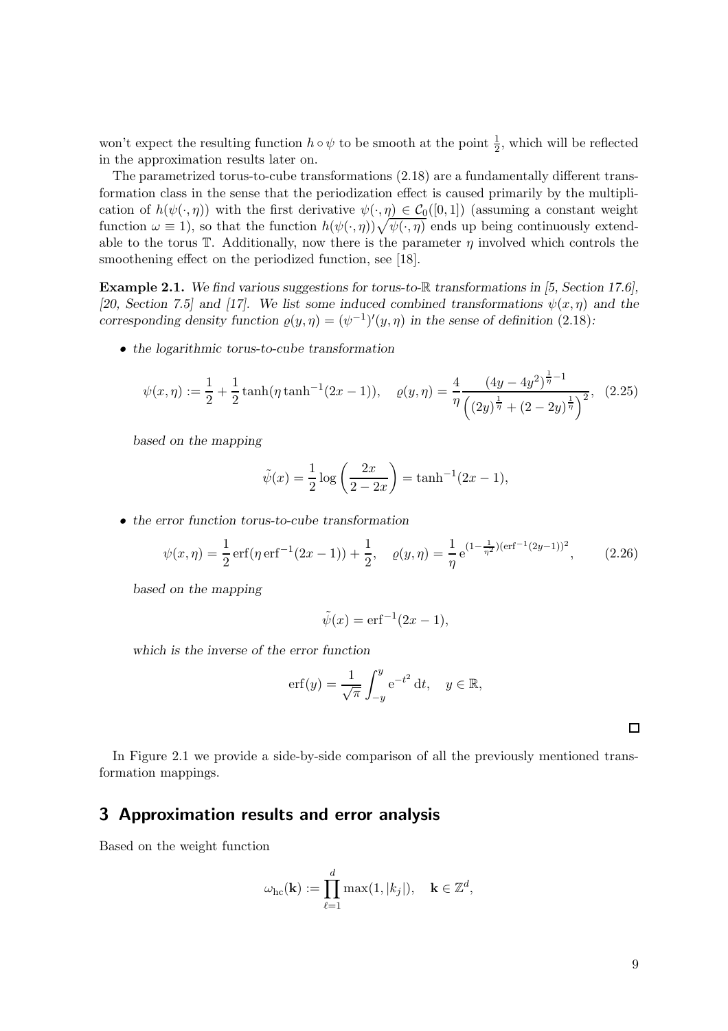won't expect the resulting function $h \circ \psi$ to be smooth at the point $\frac{1}{2}$, which will be reflected in the approximation results later on.

The parametrized torus-to-cube transformations (2.18) are a fundamentally different transformation class in the sense that the periodization effect is caused primarily by the multiplication of $h(\psi(\cdot, \eta))$ with the first derivative $\psi(\cdot, \eta) \in \mathcal{C}_0([0,1])$ (assuming a constant weight function $\omega \equiv 1$), so that the function $h(\psi(\cdot, \eta))\sqrt{\psi(\cdot, \eta)}$ ends up being continuously extendable to the torus $\mathbb{T}$. Additionally, now there is the parameter $\eta$ involved which controls the smoothening effect on the periodized function, see [18].

**Example 2.1.** *We find various suggestions for torus-to-$\mathbb{R}$ transformations in [5, Section 17.6], [20, Section 7.5] and [17]. We list some induced combined transformations $\psi(x, \eta)$ and the corresponding density function $\varrho(y, \eta) = (\psi^{-1})'(y, \eta)$ in the sense of definition (2.18):*

- *the logarithmic torus-to-cube transformation*

$$\psi(x, \eta) := \frac{1}{2} + \frac{1}{2}\tanh(\eta \tanh^{-1}(2x-1)), \quad \varrho(y, \eta) = \frac{4}{\eta} \frac{(4y - 4y^2)^{\frac{1}{\eta}-1}}{\left((2y)^{\frac{1}{\eta}} + (2-2y)^{\frac{1}{\eta}}\right)^2}, \quad (2.25)$$

*based on the mapping*

$$\tilde{\psi}(x) = \frac{1}{2}\log\left(\frac{2x}{2-2x}\right) = \tanh^{-1}(2x-1),$$

- *the error function torus-to-cube transformation*

$$\psi(x, \eta) = \frac{1}{2}\operatorname{erf}(\eta \operatorname{erf}^{-1}(2x-1)) + \frac{1}{2}, \quad \varrho(y, \eta) = \frac{1}{\eta}\,\mathrm{e}^{(1-\frac{1}{\eta^2})(\operatorname{erf}^{-1}(2y-1))^2}, \quad (2.26)$$

*based on the mapping*

$$\tilde{\psi}(x) = \operatorname{erf}^{-1}(2x-1),$$

*which is the inverse of the error function*

$$\operatorname{erf}(y) = \frac{1}{\sqrt{\pi}} \int_{-y}^{y} \mathrm{e}^{-t^2}\,\mathrm{d}t, \quad y \in \mathbb{R},$$

□

In Figure 2.1 we provide a side-by-side comparison of all the previously mentioned transformation mappings.

## 3 Approximation results and error analysis

Based on the weight function

$$\omega_{\mathrm{hc}}(\mathbf{k}) := \prod_{\ell=1}^{d} \max(1, |k_j|), \quad \mathbf{k} \in \mathbb{Z}^d,$$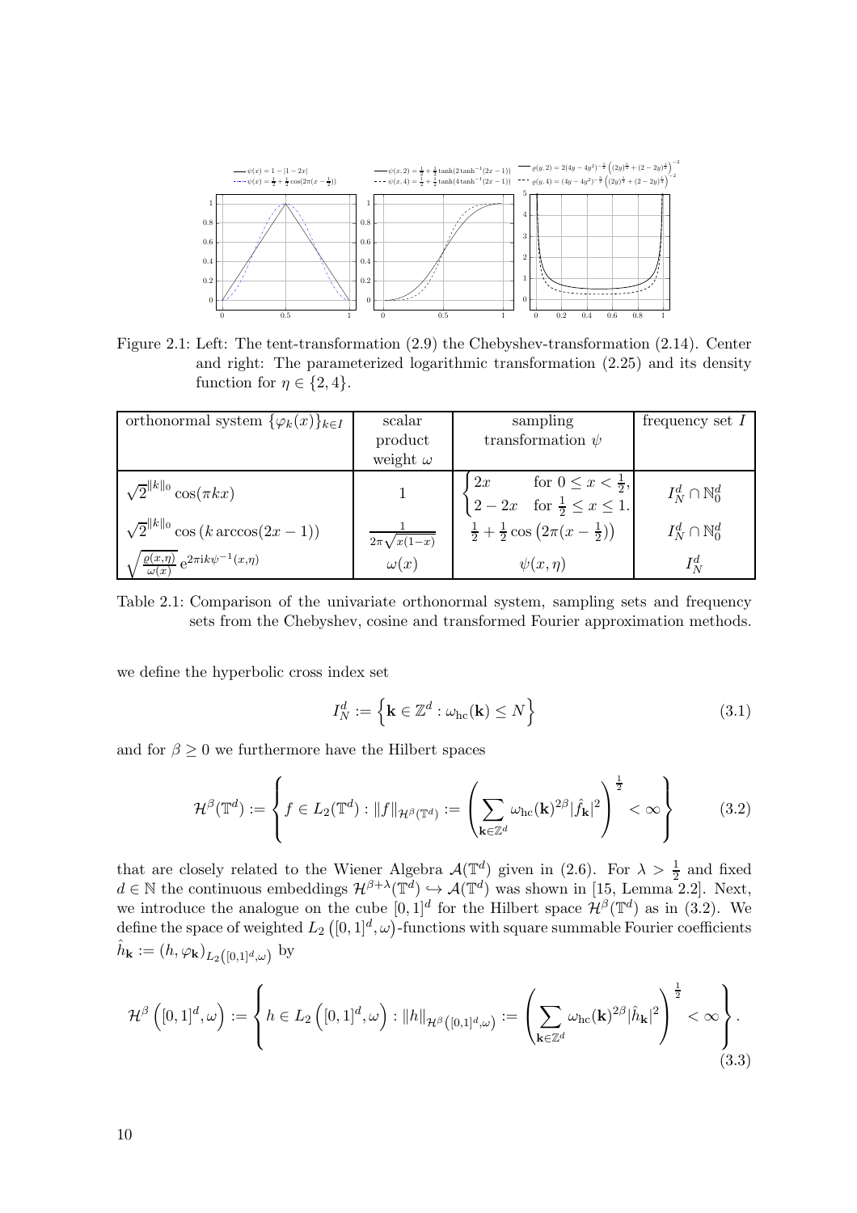Figure 2.1: Left: The tent-transformation (2.9) the Chebyshev-transformation (2.14). Center and right: The parameterized logarithmic transformation (2.25) and its density function for $\eta \in \{2, 4\}$.

| orthonormal system $\{\varphi_k(x)\}_{k\in I}$ | scalar product weight $\omega$ | sampling transformation $\psi$ | frequency set $I$ |
|---|---|---|---|
| $\sqrt{2}^{\|k\|_0}\cos(\pi k x)$ | $1$ | $\begin{cases} 2x & \text{for } 0 \leq x < \frac{1}{2}, \\ 2-2x & \text{for } \frac{1}{2} \leq x \leq 1. \end{cases}$ | $I_N^d \cap \mathbb{N}_0^d$ |
| $\sqrt{2}^{\|k\|_0}\cos\left(k\arccos(2x-1)\right)$ | $\frac{1}{2\pi\sqrt{x(1-x)}}$ | $\frac{1}{2}+\frac{1}{2}\cos\left(2\pi(x-\frac{1}{2})\right)$ | $I_N^d \cap \mathbb{N}_0^d$ |
| $\sqrt{\frac{\varrho(x,\eta)}{\omega(x)}}\,\mathrm{e}^{2\pi\mathrm{i}k\psi^{-1}(x,\eta)}$ | $\omega(x)$ | $\psi(x,\eta)$ | $I_N^d$ |

Table 2.1: Comparison of the univariate orthonormal system, sampling sets and frequency sets from the Chebyshev, cosine and transformed Fourier approximation methods.

we define the hyperbolic cross index set

$$I_N^d := \left\{\mathbf{k} \in \mathbb{Z}^d : \omega_{\mathrm{hc}}(\mathbf{k}) \leq N\right\} \tag{3.1}$$

and for $\beta \geq 0$ we furthermore have the Hilbert spaces

$$\mathcal{H}^\beta(\mathbb{T}^d) := \left\{ f \in L_2(\mathbb{T}^d) : \|f\|_{\mathcal{H}^\beta(\mathbb{T}^d)} := \left( \sum_{\mathbf{k}\in\mathbb{Z}^d} \omega_{\mathrm{hc}}(\mathbf{k})^{2\beta} |\hat{f}_{\mathbf{k}}|^2 \right)^{\frac{1}{2}} < \infty \right\} \tag{3.2}$$

that are closely related to the Wiener Algebra $\mathcal{A}(\mathbb{T}^d)$ given in (2.6). For $\lambda > \frac{1}{2}$ and fixed $d \in \mathbb{N}$ the continuous embeddings $\mathcal{H}^{\beta+\lambda}(\mathbb{T}^d) \hookrightarrow \mathcal{A}(\mathbb{T}^d)$ was shown in [15, Lemma 2.2]. Next, we introduce the analogue on the cube $[0,1]^d$ for the Hilbert space $\mathcal{H}^\beta(\mathbb{T}^d)$ as in (3.2). We define the space of weighted $L_2\left([0,1]^d, \omega\right)$-functions with square summable Fourier coefficients $\hat{h}_{\mathbf{k}} := (h, \varphi_{\mathbf{k}})_{L_2\left([0,1]^d,\omega\right)}$ by

$$\mathcal{H}^\beta\left([0,1]^d, \omega\right) := \left\{ h \in L_2\left([0,1]^d, \omega\right) : \|h\|_{\mathcal{H}^\beta\left([0,1]^d,\omega\right)} := \left( \sum_{\mathbf{k}\in\mathbb{Z}^d} \omega_{\mathrm{hc}}(\mathbf{k})^{2\beta} |\hat{h}_{\mathbf{k}}|^2 \right)^{\frac{1}{2}} < \infty \right\}. \tag{3.3}$$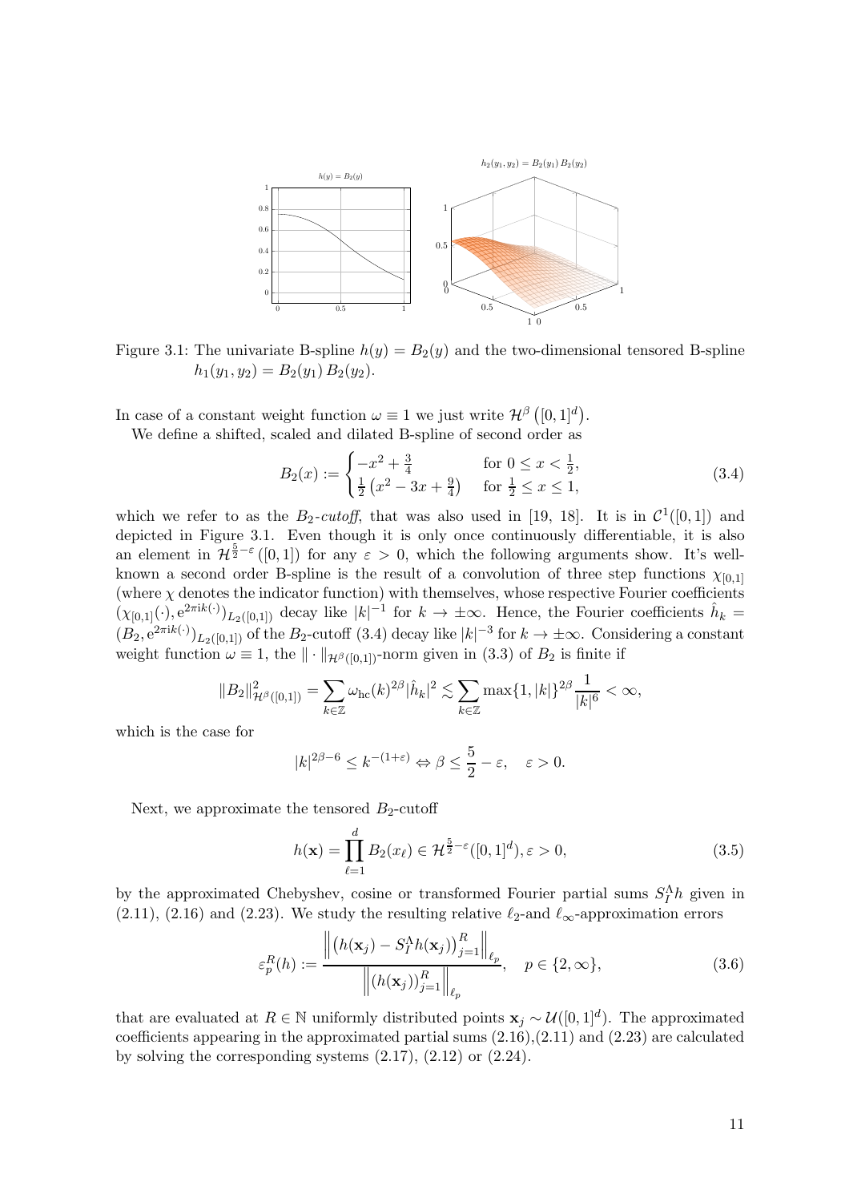Figure 3.1: The univariate B-spline $h(y) = B_2(y)$ and the two-dimensional tensored B-spline $h_1(y_1, y_2) = B_2(y_1)\, B_2(y_2)$.

In case of a constant weight function $\omega \equiv 1$ we just write $\mathcal{H}^\beta\left([0,1]^d\right)$.

We define a shifted, scaled and dilated B-spline of second order as

$$B_2(x) := \begin{cases} -x^2 + \frac{3}{4} & \text{for } 0 \le x < \frac{1}{2}, \\ \frac{1}{2}\left(x^2 - 3x + \frac{9}{4}\right) & \text{for } \frac{1}{2} \le x \le 1, \end{cases} \tag{3.4}$$

which we refer to as the *$B_2$-cutoff*, that was also used in [19, 18]. It is in $\mathcal{C}^1([0,1])$ and depicted in Figure 3.1. Even though it is only once continuously differentiable, it is also an element in $\mathcal{H}^{\frac{5}{2}-\varepsilon}([0,1])$ for any $\varepsilon > 0$, which the following arguments show. It's well-known a second order B-spline is the result of a convolution of three step functions $\chi_{[0,1]}$ (where $\chi$ denotes the indicator function) with themselves, whose respective Fourier coefficients $(\chi_{[0,1]}(\cdot), \mathrm{e}^{2\pi \mathrm{i} k(\cdot)})_{L_2([0,1])}$ decay like $|k|^{-1}$ for $k \to \pm\infty$. Hence, the Fourier coefficients $\hat{h}_k = (B_2, \mathrm{e}^{2\pi \mathrm{i} k(\cdot)})_{L_2([0,1])}$ of the $B_2$-cutoff (3.4) decay like $|k|^{-3}$ for $k \to \pm\infty$. Considering a constant weight function $\omega \equiv 1$, the $\|\cdot\|_{\mathcal{H}^\beta([0,1])}$-norm given in (3.3) of $B_2$ is finite if

$$\|B_2\|^2_{\mathcal{H}^\beta([0,1])} = \sum_{k \in \mathbb{Z}} \omega_{\mathrm{hc}}(k)^{2\beta} |\hat{h}_k|^2 \lesssim \sum_{k \in \mathbb{Z}} \max\{1, |k|\}^{2\beta} \frac{1}{|k|^6} < \infty,$$

which is the case for

$$|k|^{2\beta - 6} \le k^{-(1+\varepsilon)} \Leftrightarrow \beta \le \frac{5}{2} - \varepsilon, \quad \varepsilon > 0.$$

Next, we approximate the tensored $B_2$-cutoff

$$h(\mathbf{x}) = \prod_{\ell=1}^{d} B_2(x_\ell) \in \mathcal{H}^{\frac{5}{2}-\varepsilon}([0,1]^d), \varepsilon > 0, \tag{3.5}$$

by the approximated Chebyshev, cosine or transformed Fourier partial sums $S_I^\Lambda h$ given in (2.11), (2.16) and (2.23). We study the resulting relative $\ell_2$-and $\ell_\infty$-approximation errors

$$\varepsilon_p^R(h) := \frac{\left\| \left(h(\mathbf{x}_j) - S_I^\Lambda h(\mathbf{x}_j)\right)_{j=1}^R \right\|_{\ell_p}}{\left\| \left(h(\mathbf{x}_j)\right)_{j=1}^R \right\|_{\ell_p}}, \quad p \in \{2, \infty\}, \tag{3.6}$$

that are evaluated at $R \in \mathbb{N}$ uniformly distributed points $\mathbf{x}_j \sim \mathcal{U}([0,1]^d)$. The approximated coefficients appearing in the approximated partial sums (2.16),(2.11) and (2.23) are calculated by solving the corresponding systems (2.17), (2.12) or (2.24).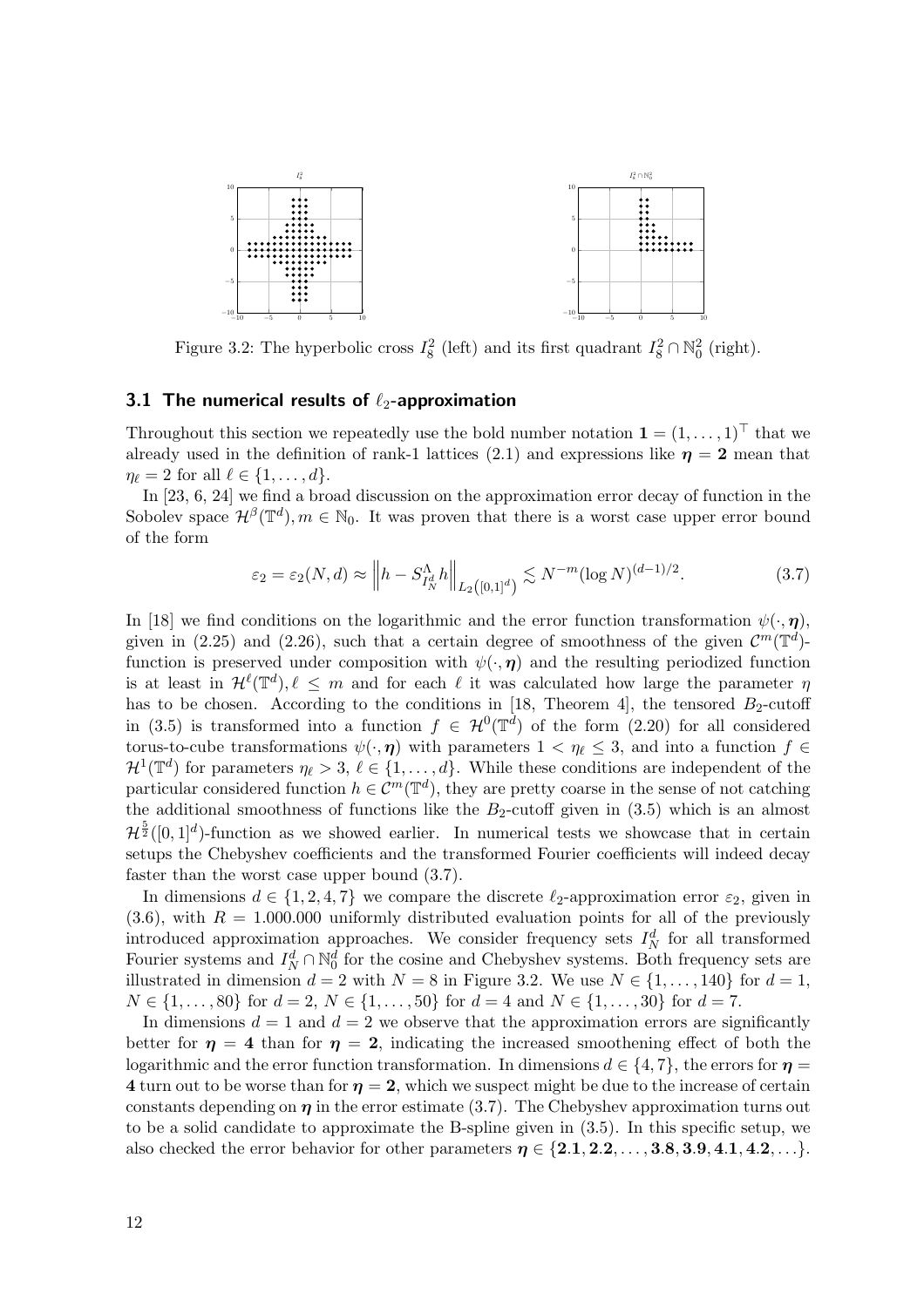Figure 3.2: The hyperbolic cross $I_8^2$ (left) and its first quadrant $I_8^2 \cap \mathbb{N}_0^2$ (right).

### 3.1 The numerical results of $\ell_2$-approximation

Throughout this section we repeatedly use the bold number notation $\mathbf{1} = (1, \ldots, 1)^\top$ that we already used in the definition of rank-1 lattices (2.1) and expressions like $\boldsymbol{\eta} = \mathbf{2}$ mean that $\eta_\ell = 2$ for all $\ell \in \{1, \ldots, d\}$.

In [23, 6, 24] we find a broad discussion on the approximation error decay of function in the Sobolev space $\mathcal{H}^\beta(\mathbb{T}^d), m \in \mathbb{N}_0$. It was proven that there is a worst case upper error bound of the form

$$\varepsilon_2 = \varepsilon_2(N, d) \approx \left\| h - S_{I_N^d}^\Lambda h \right\|_{L_2\left([0,1]^d\right)} \lesssim N^{-m} (\log N)^{(d-1)/2}. \tag{3.7}$$

In [18] we find conditions on the logarithmic and the error function transformation $\psi(\cdot, \boldsymbol{\eta})$, given in (2.25) and (2.26), such that a certain degree of smoothness of the given $\mathcal{C}^m(\mathbb{T}^d)$-function is preserved under composition with $\psi(\cdot, \boldsymbol{\eta})$ and the resulting periodized function is at least in $\mathcal{H}^\ell(\mathbb{T}^d), \ell \leq m$ and for each $\ell$ it was calculated how large the parameter $\eta$ has to be chosen. According to the conditions in [18, Theorem 4], the tensored $B_2$-cutoff in (3.5) is transformed into a function $f \in \mathcal{H}^0(\mathbb{T}^d)$ of the form (2.20) for all considered torus-to-cube transformations $\psi(\cdot, \boldsymbol{\eta})$ with parameters $1 < \eta_\ell \leq 3$, and into a function $f \in \mathcal{H}^1(\mathbb{T}^d)$ for parameters $\eta_\ell > 3$, $\ell \in \{1, \ldots, d\}$. While these conditions are independent of the particular considered function $h \in \mathcal{C}^m(\mathbb{T}^d)$, they are pretty coarse in the sense of not catching the additional smoothness of functions like the $B_2$-cutoff given in (3.5) which is an almost $\mathcal{H}^{\frac{5}{2}}([0, 1]^d)$-function as we showed earlier. In numerical tests we showcase that in certain setups the Chebyshev coefficients and the transformed Fourier coefficients will indeed decay faster than the worst case upper bound (3.7).

In dimensions $d \in \{1, 2, 4, 7\}$ we compare the discrete $\ell_2$-approximation error $\varepsilon_2$, given in (3.6), with $R = 1.000.000$ uniformly distributed evaluation points for all of the previously introduced approximation approaches. We consider frequency sets $I_N^d$ for all transformed Fourier systems and $I_N^d \cap \mathbb{N}_0^d$ for the cosine and Chebyshev systems. Both frequency sets are illustrated in dimension $d = 2$ with $N = 8$ in Figure 3.2. We use $N \in \{1, \ldots, 140\}$ for $d = 1$, $N \in \{1, \ldots, 80\}$ for $d = 2$, $N \in \{1, \ldots, 50\}$ for $d = 4$ and $N \in \{1, \ldots, 30\}$ for $d = 7$.

In dimensions $d = 1$ and $d = 2$ we observe that the approximation errors are significantly better for $\boldsymbol{\eta} = \mathbf{4}$ than for $\boldsymbol{\eta} = \mathbf{2}$, indicating the increased smoothening effect of both the logarithmic and the error function transformation. In dimensions $d \in \{4, 7\}$, the errors for $\boldsymbol{\eta} = \mathbf{4}$ turn out to be worse than for $\boldsymbol{\eta} = \mathbf{2}$, which we suspect might be due to the increase of certain constants depending on $\boldsymbol{\eta}$ in the error estimate (3.7). The Chebyshev approximation turns out to be a solid candidate to approximate the B-spline given in (3.5). In this specific setup, we also checked the error behavior for other parameters $\boldsymbol{\eta} \in \{\mathbf{2.1}, \mathbf{2.2}, \ldots, \mathbf{3.8}, \mathbf{3.9}, \mathbf{4.1}, \mathbf{4.2}, \ldots\}$.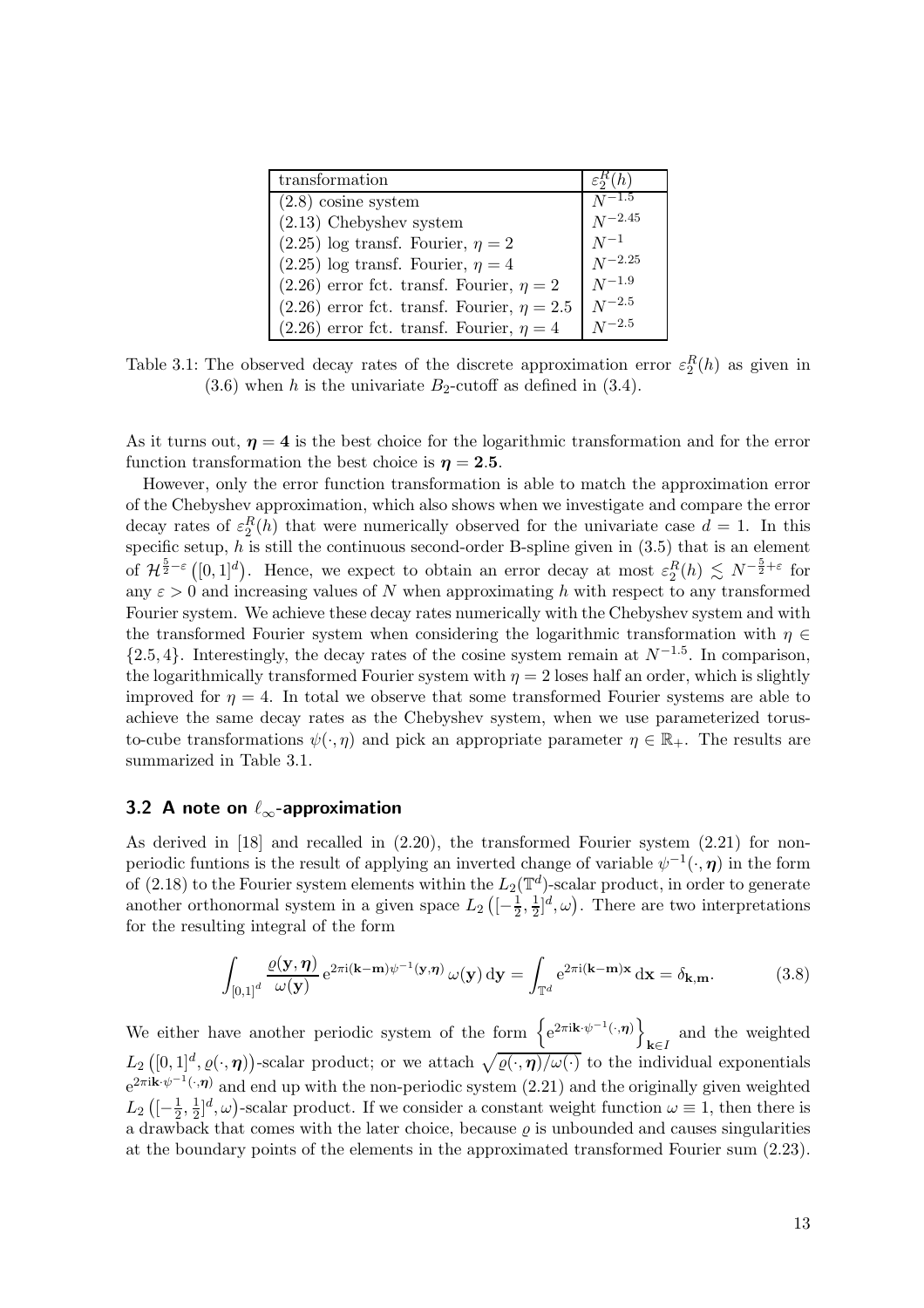| transformation | $\varepsilon_2^R(h)$ |
|---|---|
| (2.8) cosine system | $N^{-1.5}$ |
| (2.13) Chebyshev system | $N^{-2.45}$ |
| (2.25) log transf. Fourier, $\eta = 2$ | $N^{-1}$ |
| (2.25) log transf. Fourier, $\eta = 4$ | $N^{-2.25}$ |
| (2.26) error fct. transf. Fourier, $\eta = 2$ | $N^{-1.9}$ |
| (2.26) error fct. transf. Fourier, $\eta = 2.5$ | $N^{-2.5}$ |
| (2.26) error fct. transf. Fourier, $\eta = 4$ | $N^{-2.5}$ |

Table 3.1: The observed decay rates of the discrete approximation error $\varepsilon_2^R(h)$ as given in (3.6) when $h$ is the univariate $B_2$-cutoff as defined in (3.4).

As it turns out, $\boldsymbol{\eta} = \mathbf{4}$ is the best choice for the logarithmic transformation and for the error function transformation the best choice is $\boldsymbol{\eta} = \mathbf{2.5}$.

However, only the error function transformation is able to match the approximation error of the Chebyshev approximation, which also shows when we investigate and compare the error decay rates of $\varepsilon_2^R(h)$ that were numerically observed for the univariate case $d = 1$. In this specific setup, $h$ is still the continuous second-order B-spline given in (3.5) that is an element of $\mathcal{H}^{\frac{5}{2}-\varepsilon}([0,1]^d)$. Hence, we expect to obtain an error decay at most $\varepsilon_2^R(h) \lesssim N^{-\frac{5}{2}+\varepsilon}$ for any $\varepsilon > 0$ and increasing values of $N$ when approximating $h$ with respect to any transformed Fourier system. We achieve these decay rates numerically with the Chebyshev system and with the transformed Fourier system when considering the logarithmic transformation with $\eta \in \{2.5, 4\}$. Interestingly, the decay rates of the cosine system remain at $N^{-1.5}$. In comparison, the logarithmically transformed Fourier system with $\eta = 2$ loses half an order, which is slightly improved for $\eta = 4$. In total we observe that some transformed Fourier systems are able to achieve the same decay rates as the Chebyshev system, when we use parameterized torus-to-cube transformations $\psi(\cdot, \eta)$ and pick an appropriate parameter $\eta \in \mathbb{R}_+$. The results are summarized in Table 3.1.

## 3.2 A note on $\ell_\infty$-approximation

As derived in [18] and recalled in (2.20), the transformed Fourier system (2.21) for non-periodic funtions is the result of applying an inverted change of variable $\psi^{-1}(\cdot, \boldsymbol{\eta})$ in the form of (2.18) to the Fourier system elements within the $L_2(\mathbb{T}^d)$-scalar product, in order to generate another orthonormal system in a given space $L_2\left([-\frac{1}{2}, \frac{1}{2}]^d, \omega\right)$. There are two interpretations for the resulting integral of the form

$$\int_{[0,1]^d} \frac{\varrho(\mathbf{y}, \boldsymbol{\eta})}{\omega(\mathbf{y})} \mathrm{e}^{2\pi\mathrm{i}(\mathbf{k}-\mathbf{m})\psi^{-1}(\mathbf{y},\boldsymbol{\eta})} \, \omega(\mathbf{y}) \, \mathrm{d}\mathbf{y} = \int_{\mathbb{T}^d} \mathrm{e}^{2\pi\mathrm{i}(\mathbf{k}-\mathbf{m})\mathbf{x}} \, \mathrm{d}\mathbf{x} = \delta_{\mathbf{k},\mathbf{m}}. \tag{3.8}$$

We either have another periodic system of the form $\left\{\mathrm{e}^{2\pi\mathrm{i}\mathbf{k}\cdot\psi^{-1}(\cdot,\boldsymbol{\eta})}\right\}_{\mathbf{k}\in I}$ and the weighted $L_2\left([0,1]^d, \varrho(\cdot, \boldsymbol{\eta})\right)$-scalar product; or we attach $\sqrt{\varrho(\cdot, \boldsymbol{\eta})/\omega(\cdot)}$ to the individual exponentials $\mathrm{e}^{2\pi\mathrm{i}\mathbf{k}\cdot\psi^{-1}(\cdot,\boldsymbol{\eta})}$ and end up with the non-periodic system (2.21) and the originally given weighted $L_2\left([-\frac{1}{2}, \frac{1}{2}]^d, \omega\right)$-scalar product. If we consider a constant weight function $\omega \equiv 1$, then there is a drawback that comes with the later choice, because $\varrho$ is unbounded and causes singularities at the boundary points of the elements in the approximated transformed Fourier sum (2.23).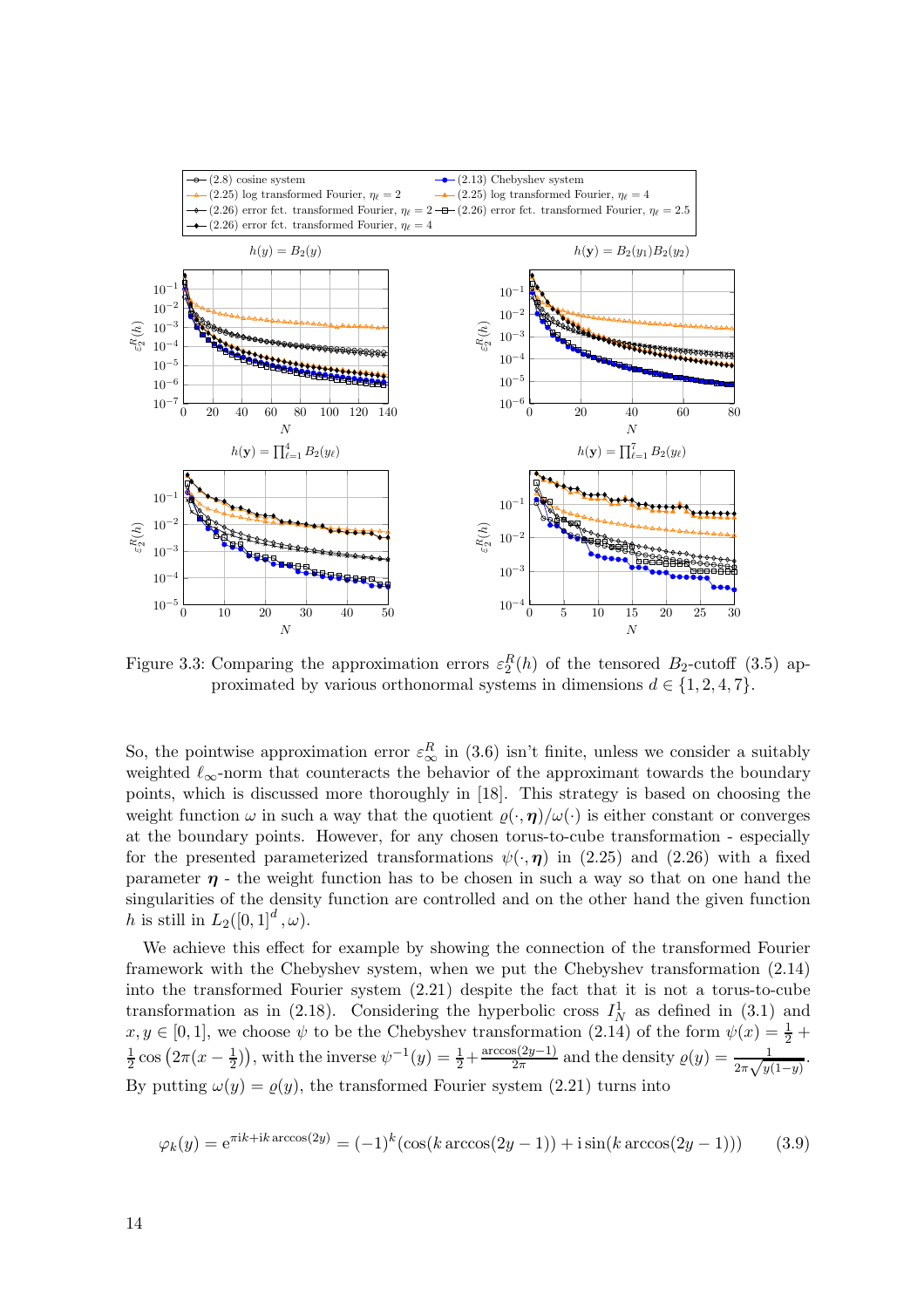Figure 3.3: Comparing the approximation errors $\varepsilon_2^R(h)$ of the tensored $B_2$-cutoff (3.5) approximated by various orthonormal systems in dimensions $d \in \{1, 2, 4, 7\}$.

So, the pointwise approximation error $\varepsilon_\infty^R$ in (3.6) isn't finite, unless we consider a suitably weighted $\ell_\infty$-norm that counteracts the behavior of the approximant towards the boundary points, which is discussed more thoroughly in [18]. This strategy is based on choosing the weight function $\omega$ in such a way that the quotient $\varrho(\cdot, \boldsymbol{\eta})/\omega(\cdot)$ is either constant or converges at the boundary points. However, for any chosen torus-to-cube transformation - especially for the presented parameterized transformations $\psi(\cdot, \boldsymbol{\eta})$ in (2.25) and (2.26) with a fixed parameter $\boldsymbol{\eta}$ - the weight function has to be chosen in such a way so that on one hand the singularities of the density function are controlled and on the other hand the given function $h$ is still in $L_2([0,1]^d, \omega)$.

We achieve this effect for example by showing the connection of the transformed Fourier framework with the Chebyshev system, when we put the Chebyshev transformation (2.14) into the transformed Fourier system (2.21) despite the fact that it is not a torus-to-cube transformation as in (2.18). Considering the hyperbolic cross $I_N^1$ as defined in (3.1) and $x, y \in [0, 1]$, we choose $\psi$ to be the Chebyshev transformation (2.14) of the form $\psi(x) = \frac{1}{2} + \frac{1}{2}\cos\left(2\pi(x - \frac{1}{2})\right)$, with the inverse $\psi^{-1}(y) = \frac{1}{2} + \frac{\arccos(2y-1)}{2\pi}$ and the density $\varrho(y) = \frac{1}{2\pi\sqrt{y(1-y)}}$. By putting $\omega(y) = \varrho(y)$, the transformed Fourier system (2.21) turns into

$$\varphi_k(y) = \mathrm{e}^{\pi \mathrm{i} k + \mathrm{i} k \arccos(2y)} = (-1)^k (\cos(k \arccos(2y - 1)) + \mathrm{i} \sin(k \arccos(2y - 1))) \qquad (3.9)$$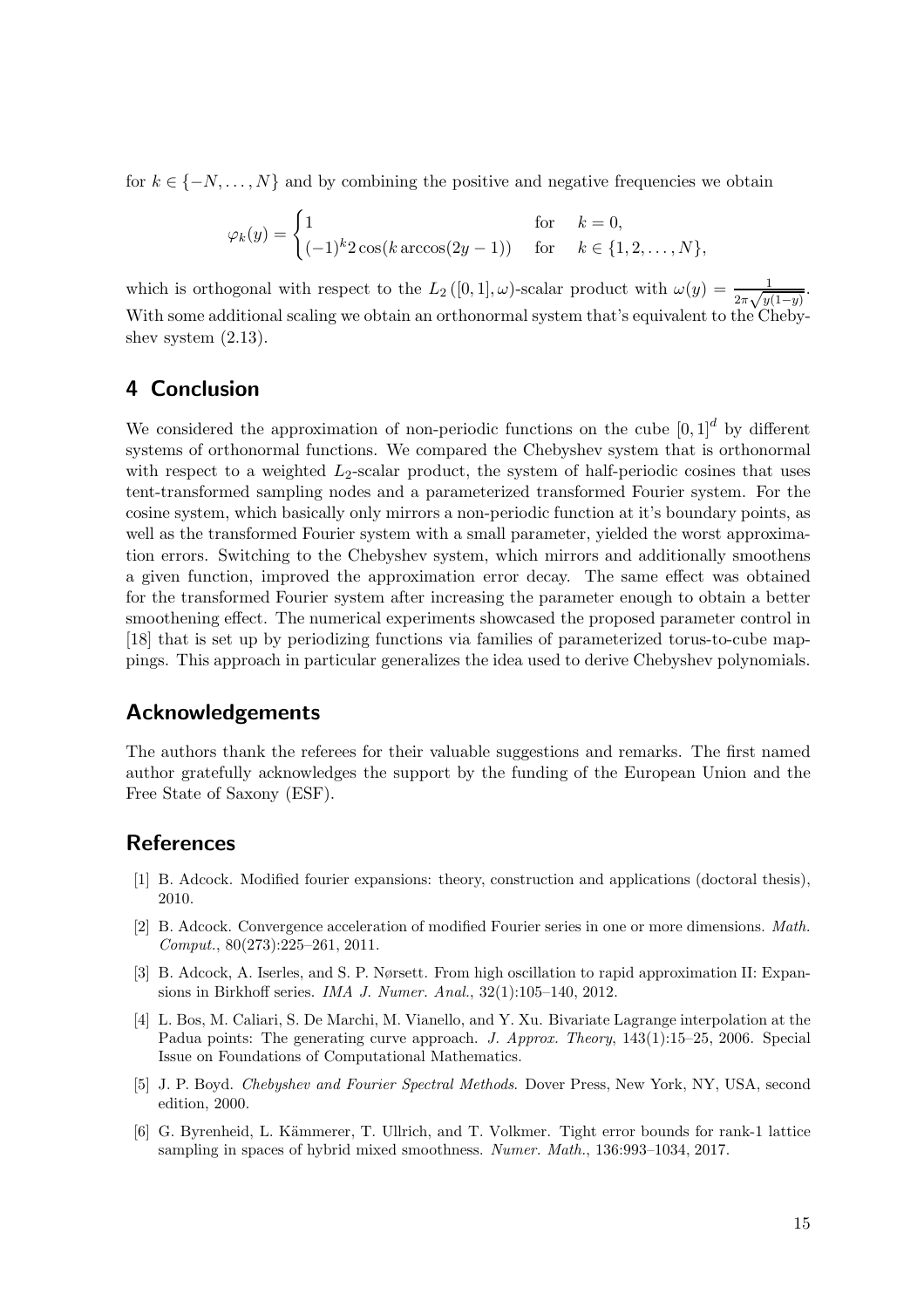for $k \in \{-N, \dots, N\}$ and by combining the positive and negative frequencies we obtain

$$\varphi_k(y) = \begin{cases} 1 & \text{for} \quad k = 0, \\ (-1)^k 2\cos(k\arccos(2y-1)) & \text{for} \quad k \in \{1, 2, \dots, N\}, \end{cases}$$

which is orthogonal with respect to the $L_2([0,1], \omega)$-scalar product with $\omega(y) = \frac{1}{2\pi\sqrt{y(1-y)}}$. With some additional scaling we obtain an orthonormal system that's equivalent to the Chebyshev system (2.13).

## 4 Conclusion

We considered the approximation of non-periodic functions on the cube $[0,1]^d$ by different systems of orthonormal functions. We compared the Chebyshev system that is orthonormal with respect to a weighted $L_2$-scalar product, the system of half-periodic cosines that uses tent-transformed sampling nodes and a parameterized transformed Fourier system. For the cosine system, which basically only mirrors a non-periodic function at it's boundary points, as well as the transformed Fourier system with a small parameter, yielded the worst approximation errors. Switching to the Chebyshev system, which mirrors and additionally smoothens a given function, improved the approximation error decay. The same effect was obtained for the transformed Fourier system after increasing the parameter enough to obtain a better smoothening effect. The numerical experiments showcased the proposed parameter control in [18] that is set up by periodizing functions via families of parameterized torus-to-cube mappings. This approach in particular generalizes the idea used to derive Chebyshev polynomials.

## Acknowledgements

The authors thank the referees for their valuable suggestions and remarks. The first named author gratefully acknowledges the support by the funding of the European Union and the Free State of Saxony (ESF).

## References

[1] B. Adcock. Modified fourier expansions: theory, construction and applications (doctoral thesis), 2010.

[2] B. Adcock. Convergence acceleration of modified Fourier series in one or more dimensions. *Math. Comput.*, 80(273):225–261, 2011.

[3] B. Adcock, A. Iserles, and S. P. Nørsett. From high oscillation to rapid approximation II: Expansions in Birkhoff series. *IMA J. Numer. Anal.*, 32(1):105–140, 2012.

[4] L. Bos, M. Caliari, S. De Marchi, M. Vianello, and Y. Xu. Bivariate Lagrange interpolation at the Padua points: The generating curve approach. *J. Approx. Theory*, 143(1):15–25, 2006. Special Issue on Foundations of Computational Mathematics.

[5] J. P. Boyd. *Chebyshev and Fourier Spectral Methods*. Dover Press, New York, NY, USA, second edition, 2000.

[6] G. Byrenheid, L. Kämmerer, T. Ullrich, and T. Volkmer. Tight error bounds for rank-1 lattice sampling in spaces of hybrid mixed smoothness. *Numer. Math.*, 136:993–1034, 2017.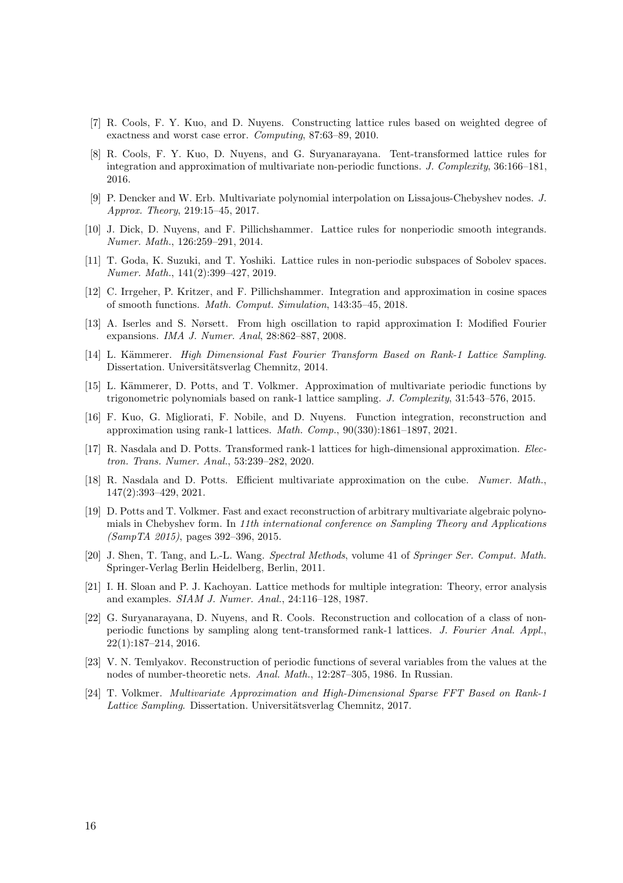[7] R. Cools, F. Y. Kuo, and D. Nuyens. Constructing lattice rules based on weighted degree of exactness and worst case error. *Computing*, 87:63–89, 2010.

[8] R. Cools, F. Y. Kuo, D. Nuyens, and G. Suryanarayana. Tent-transformed lattice rules for integration and approximation of multivariate non-periodic functions. *J. Complexity*, 36:166–181, 2016.

[9] P. Dencker and W. Erb. Multivariate polynomial interpolation on Lissajous-Chebyshev nodes. *J. Approx. Theory*, 219:15–45, 2017.

[10] J. Dick, D. Nuyens, and F. Pillichshammer. Lattice rules for nonperiodic smooth integrands. *Numer. Math.*, 126:259–291, 2014.

[11] T. Goda, K. Suzuki, and T. Yoshiki. Lattice rules in non-periodic subspaces of Sobolev spaces. *Numer. Math.*, 141(2):399–427, 2019.

[12] C. Irrgeher, P. Kritzer, and F. Pillichshammer. Integration and approximation in cosine spaces of smooth functions. *Math. Comput. Simulation*, 143:35–45, 2018.

[13] A. Iserles and S. Nørsett. From high oscillation to rapid approximation I: Modified Fourier expansions. *IMA J. Numer. Anal*, 28:862–887, 2008.

[14] L. Kämmerer. *High Dimensional Fast Fourier Transform Based on Rank-1 Lattice Sampling*. Dissertation. Universitätsverlag Chemnitz, 2014.

[15] L. Kämmerer, D. Potts, and T. Volkmer. Approximation of multivariate periodic functions by trigonometric polynomials based on rank-1 lattice sampling. *J. Complexity*, 31:543–576, 2015.

[16] F. Kuo, G. Migliorati, F. Nobile, and D. Nuyens. Function integration, reconstruction and approximation using rank-1 lattices. *Math. Comp.*, 90(330):1861–1897, 2021.

[17] R. Nasdala and D. Potts. Transformed rank-1 lattices for high-dimensional approximation. *Electron. Trans. Numer. Anal.*, 53:239–282, 2020.

[18] R. Nasdala and D. Potts. Efficient multivariate approximation on the cube. *Numer. Math.*, 147(2):393–429, 2021.

[19] D. Potts and T. Volkmer. Fast and exact reconstruction of arbitrary multivariate algebraic polynomials in Chebyshev form. In *11th international conference on Sampling Theory and Applications (SampTA 2015)*, pages 392–396, 2015.

[20] J. Shen, T. Tang, and L.-L. Wang. *Spectral Methods*, volume 41 of *Springer Ser. Comput. Math.* Springer-Verlag Berlin Heidelberg, Berlin, 2011.

[21] I. H. Sloan and P. J. Kachoyan. Lattice methods for multiple integration: Theory, error analysis and examples. *SIAM J. Numer. Anal.*, 24:116–128, 1987.

[22] G. Suryanarayana, D. Nuyens, and R. Cools. Reconstruction and collocation of a class of non-periodic functions by sampling along tent-transformed rank-1 lattices. *J. Fourier Anal. Appl.*, 22(1):187–214, 2016.

[23] V. N. Temlyakov. Reconstruction of periodic functions of several variables from the values at the nodes of number-theoretic nets. *Anal. Math.*, 12:287–305, 1986. In Russian.

[24] T. Volkmer. *Multivariate Approximation and High-Dimensional Sparse FFT Based on Rank-1 Lattice Sampling*. Dissertation. Universitätsverlag Chemnitz, 2017.